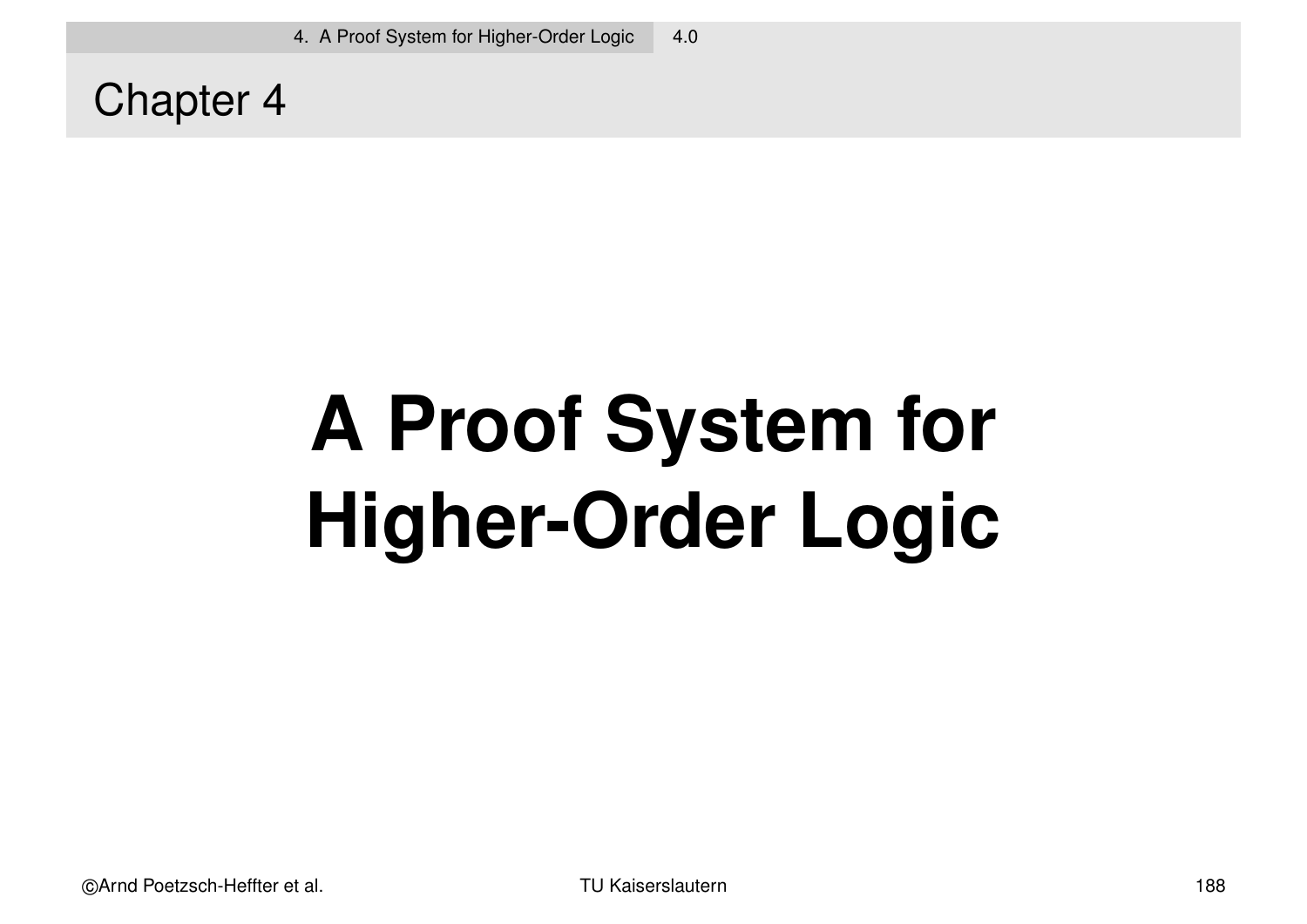# Chapter 4

# A Proof System for Higher-Order Logic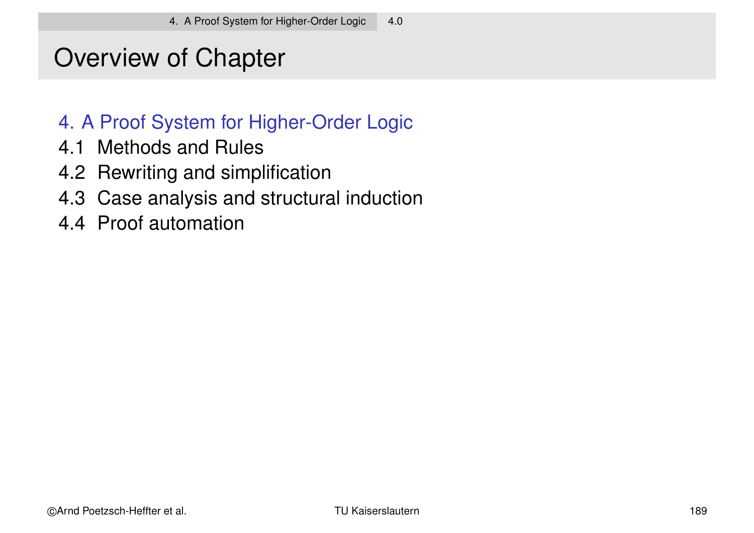# Overview of Chapter

4. A Proof System for Higher-Order Logic

4.1 Methods and Rules

4.2 Rewriting and simplification

4.3 Case analysis and structural induction

4.4 Proof automation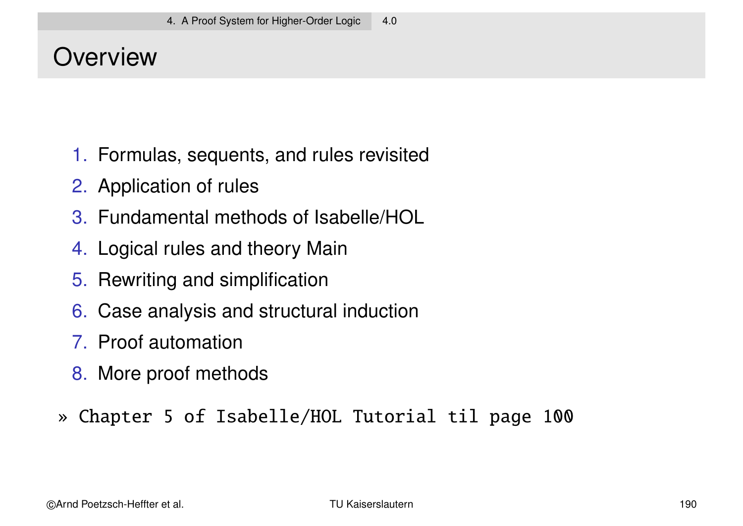# Overview

1. Formulas, sequents, and rules revisited
2. Application of rules
3. Fundamental methods of Isabelle/HOL
4. Logical rules and theory Main
5. Rewriting and simplification
6. Case analysis and structural induction
7. Proof automation
8. More proof methods

» `Chapter 5 of Isabelle/HOL Tutorial til page 100`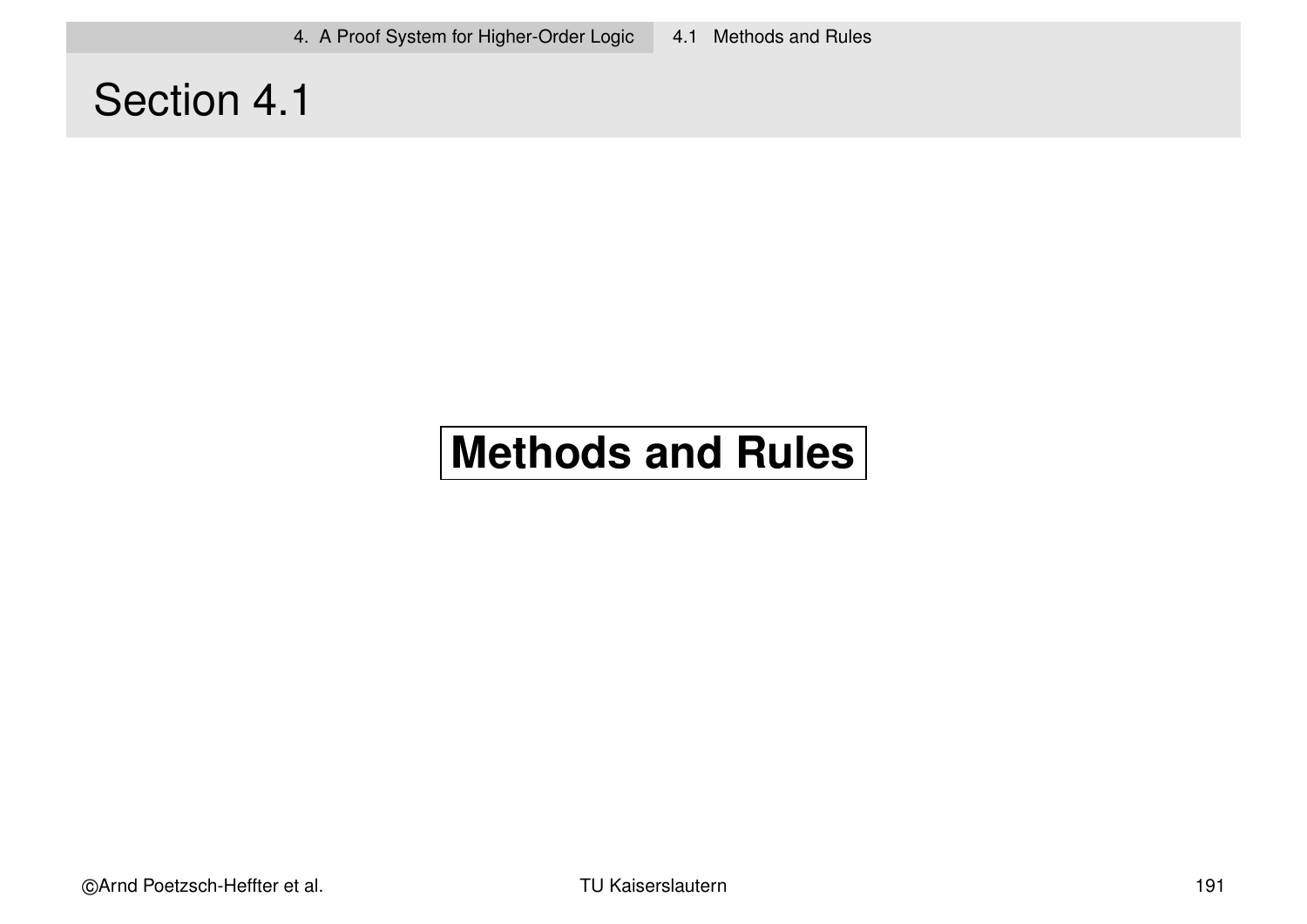# Section 4.1

## Methods and Rules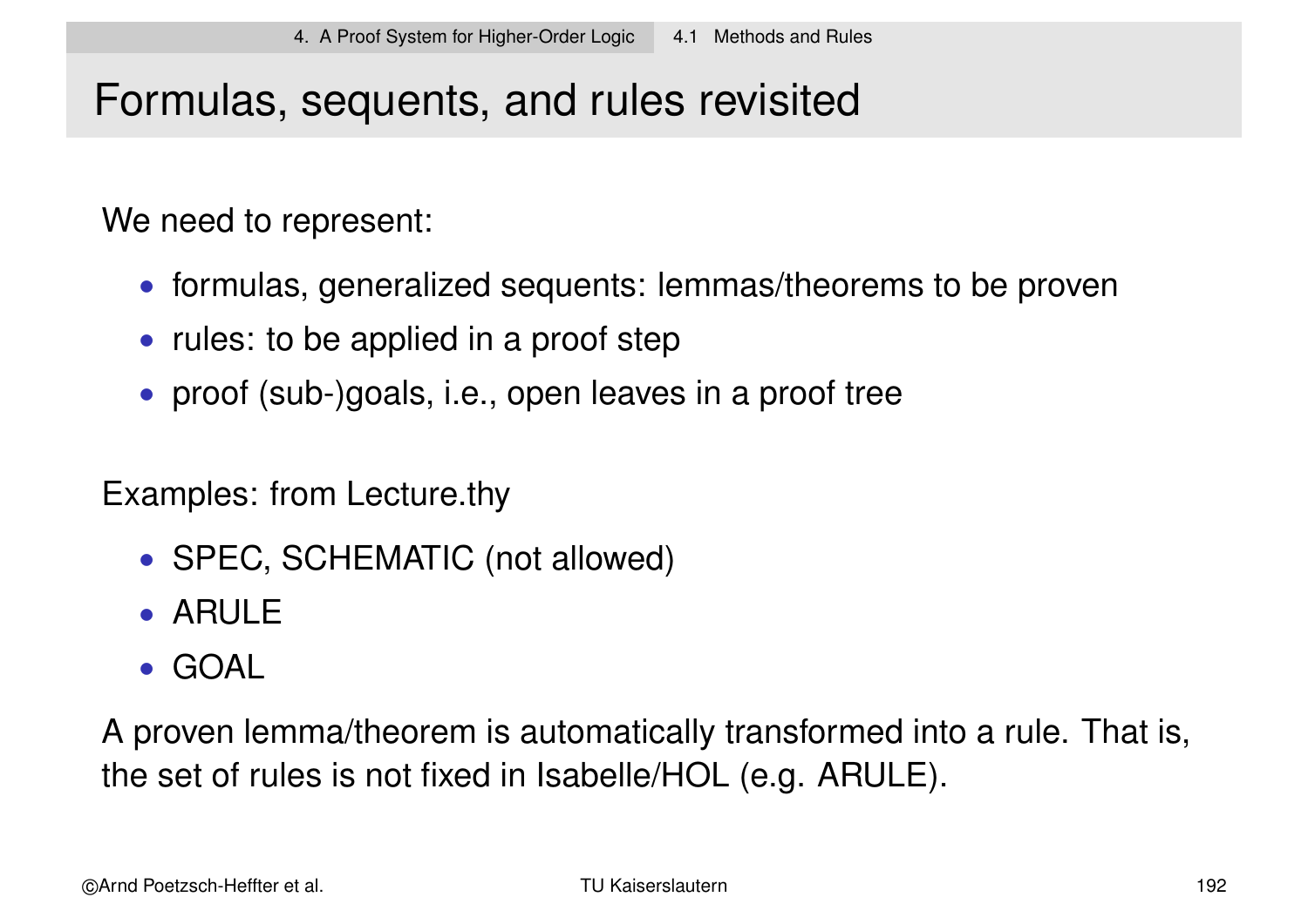# Formulas, sequents, and rules revisited

We need to represent:

- formulas, generalized sequents: lemmas/theorems to be proven
- rules: to be applied in a proof step
- proof (sub-)goals, i.e., open leaves in a proof tree

Examples: from Lecture.thy

- SPEC, SCHEMATIC (not allowed)
- ARULE
- GOAL

A proven lemma/theorem is automatically transformed into a rule. That is, the set of rules is not fixed in Isabelle/HOL (e.g. ARULE).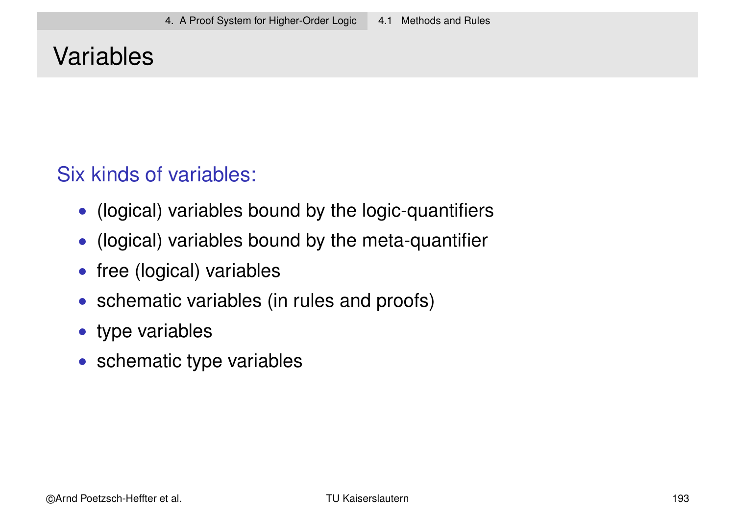# Variables

Six kinds of variables:

- (logical) variables bound by the logic-quantifiers
- (logical) variables bound by the meta-quantifier
- free (logical) variables
- schematic variables (in rules and proofs)
- type variables
- schematic type variables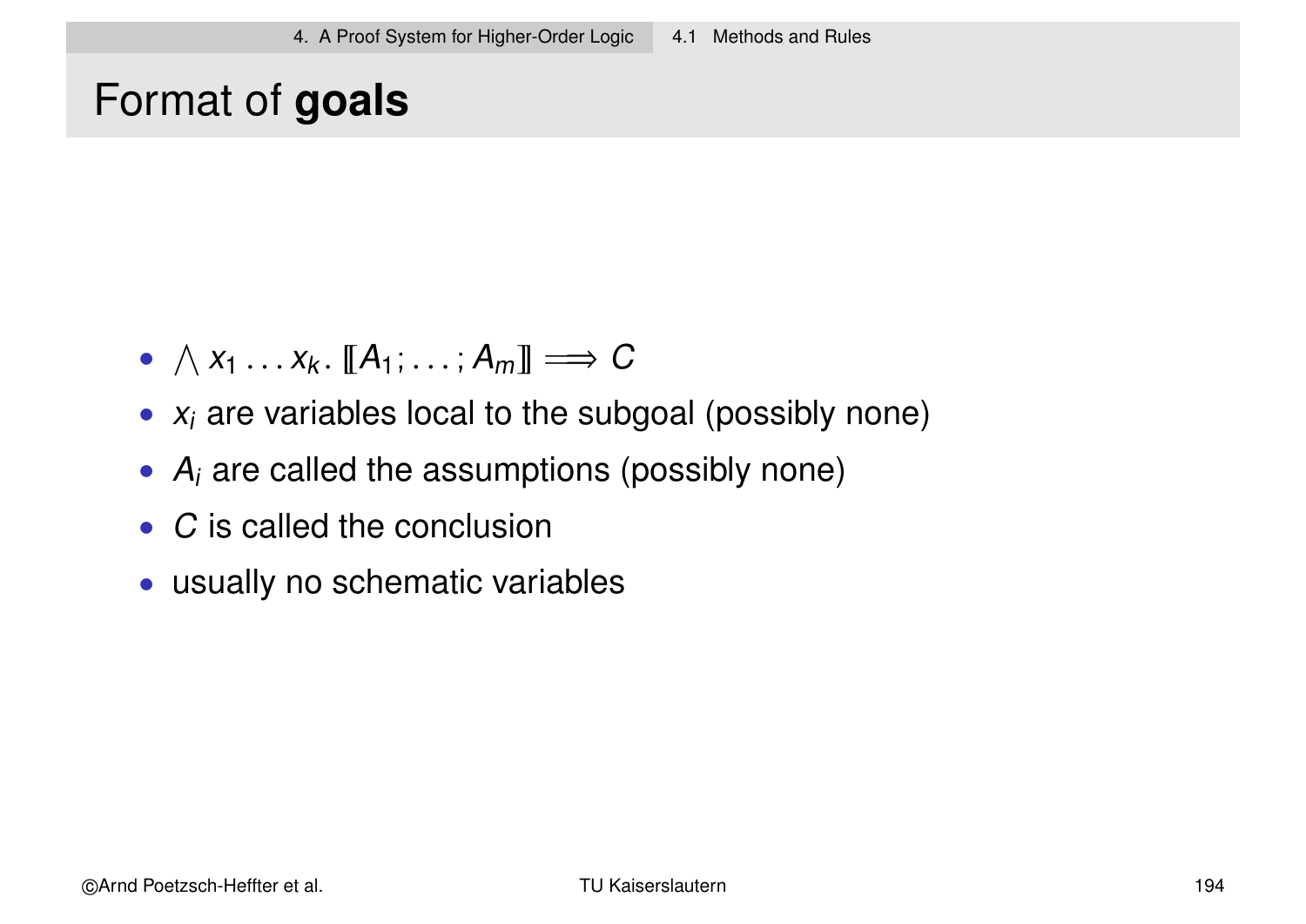# Format of **goals**

- $\bigwedge x_1 \ldots x_k.\ [\![A_1; \ldots; A_m]\!] \Longrightarrow C$
- $x_i$ are variables local to the subgoal (possibly none)
- $A_i$ are called the assumptions (possibly none)
- $C$ is called the conclusion
- usually no schematic variables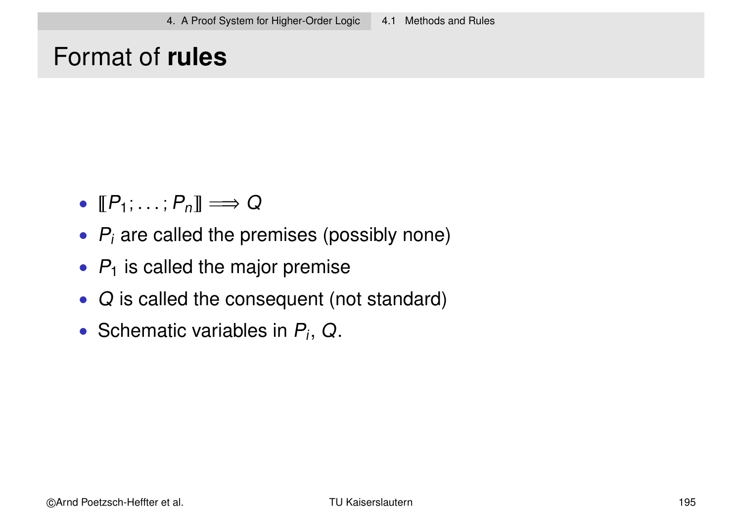# Format of **rules**

- $[\![P_1; \ldots; P_n]\!] \Longrightarrow Q$
- $P_i$ are called the premises (possibly none)
- $P_1$ is called the major premise
- $Q$ is called the consequent (not standard)
- Schematic variables in $P_i$, $Q$.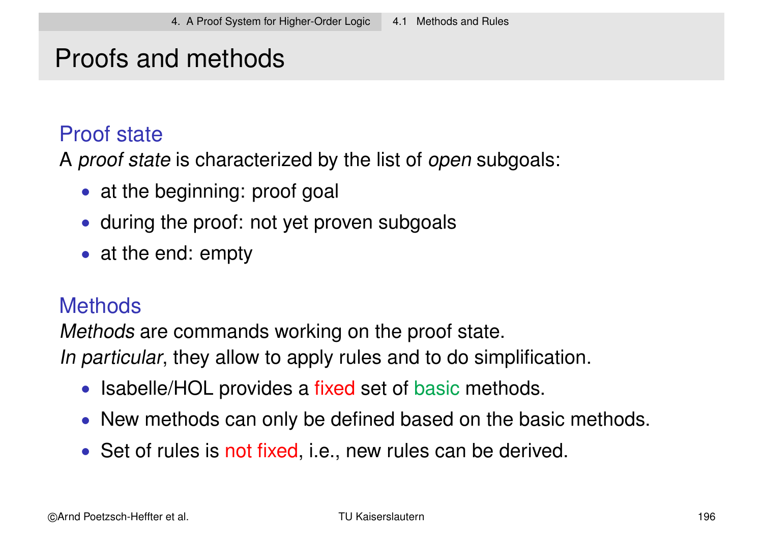# Proofs and methods

## Proof state

A *proof state* is characterized by the list of *open* subgoals:

- at the beginning: proof goal
- during the proof: not yet proven subgoals
- at the end: empty

## Methods

*Methods* are commands working on the proof state.
*In particular*, they allow to apply rules and to do simplification.

- Isabelle/HOL provides a fixed set of basic methods.
- New methods can only be defined based on the basic methods.
- Set of rules is not fixed, i.e., new rules can be derived.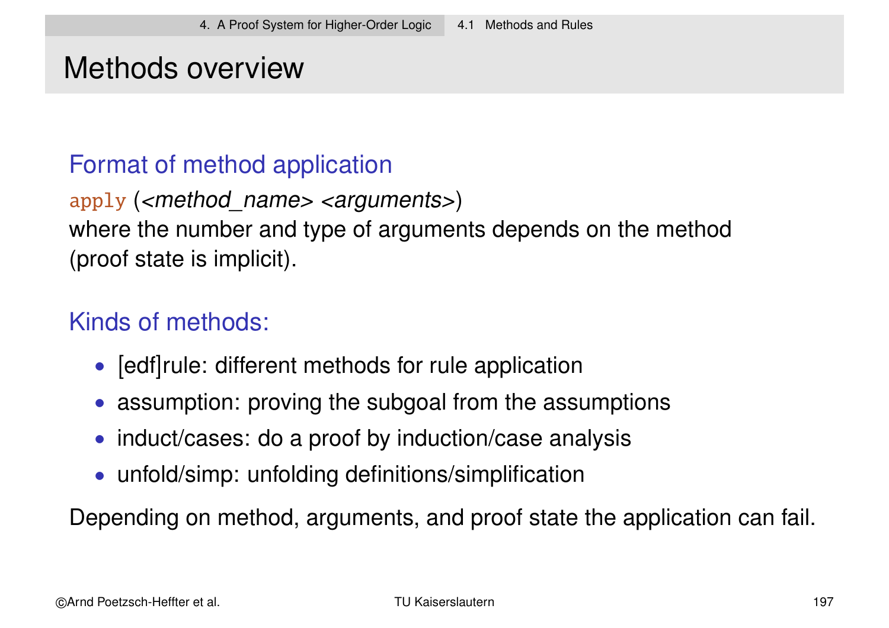# Methods overview

## Format of method application

`apply` (*<method_name> <arguments>*)
where the number and type of arguments depends on the method
(proof state is implicit).

## Kinds of methods:

- [edf]rule: different methods for rule application
- assumption: proving the subgoal from the assumptions
- induct/cases: do a proof by induction/case analysis
- unfold/simp: unfolding definitions/simplification

Depending on method, arguments, and proof state the application can fail.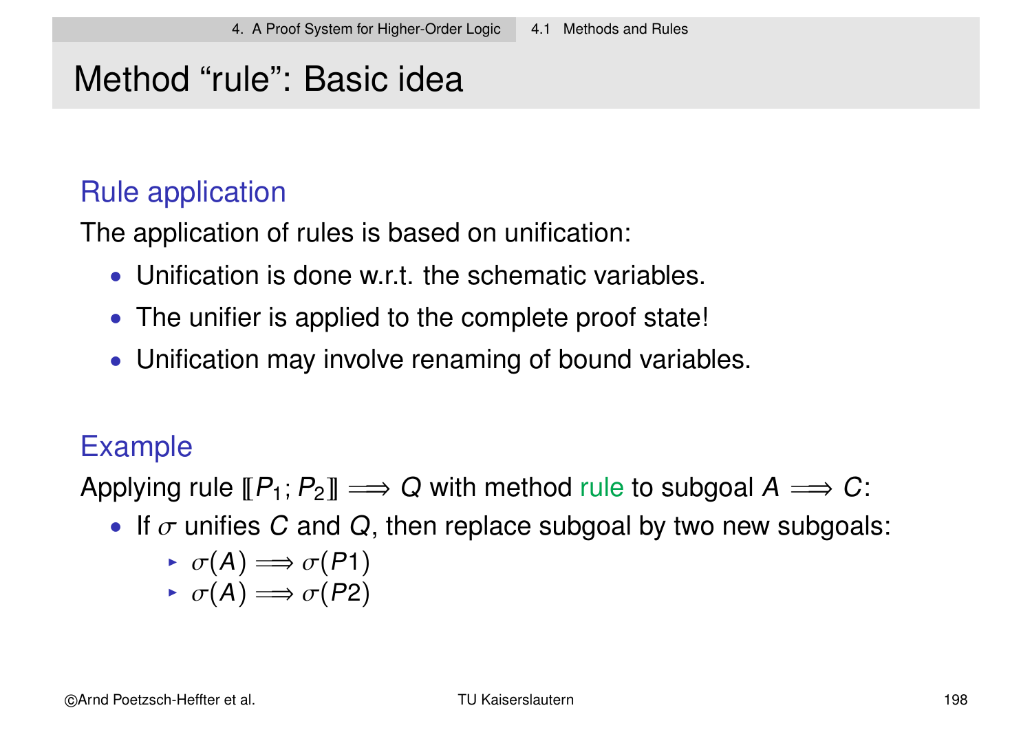# Method “rule”: Basic idea

## Rule application

The application of rules is based on unification:

- Unification is done w.r.t. the schematic variables.
- The unifier is applied to the complete proof state!
- Unification may involve renaming of bound variables.

## Example

Applying rule $[\![P_1; P_2]\!] \Longrightarrow Q$ with method rule to subgoal $A \Longrightarrow C$:

- If $\sigma$ unifies $C$ and $Q$, then replace subgoal by two new subgoals:
  - $\sigma(A) \Longrightarrow \sigma(P1)$
  - $\sigma(A) \Longrightarrow \sigma(P2)$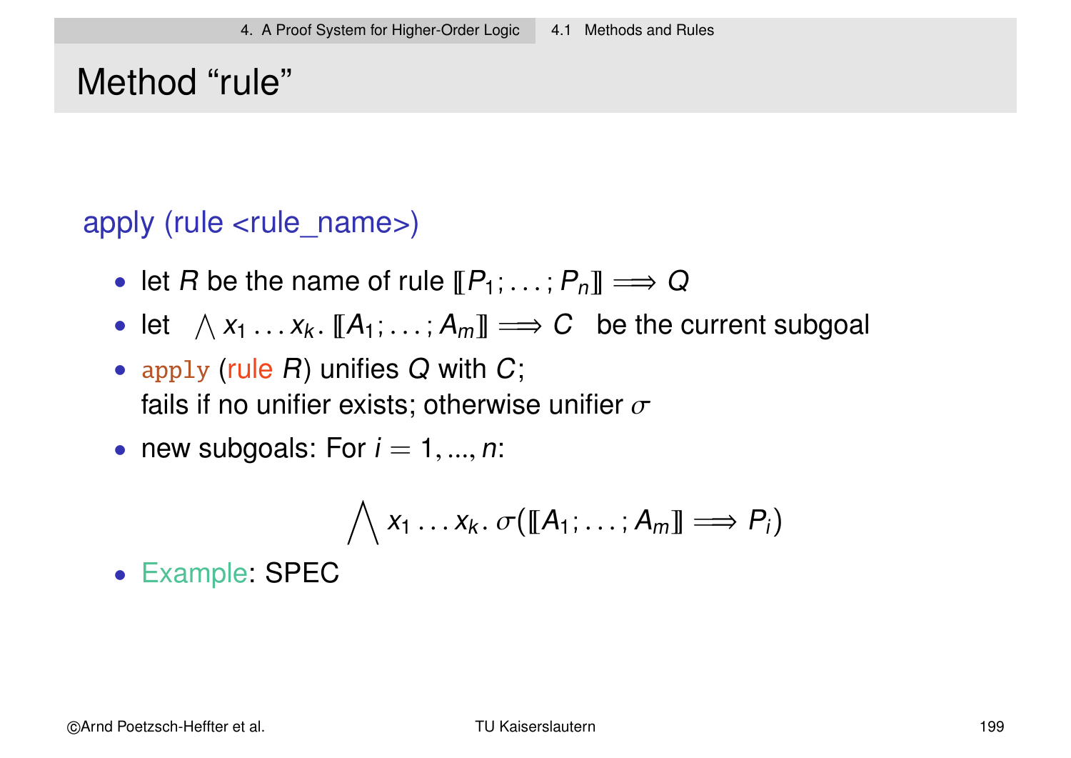# Method "rule"

apply (rule <rule_name>)

- let $R$ be the name of rule $[\![P_1; \ldots; P_n]\!] \Longrightarrow Q$
- let $\bigwedge x_1 \ldots x_k.\ [\![A_1; \ldots; A_m]\!] \Longrightarrow C$ be the current subgoal
- `apply` (rule $R$) unifies $Q$ with $C$;
  fails if no unifier exists; otherwise unifier $\sigma$
- new subgoals: For $i = 1, ..., n$:

$$\bigwedge x_1 \ldots x_k.\ \sigma([\![A_1; \ldots; A_m]\!] \Longrightarrow P_i)$$

- Example: SPEC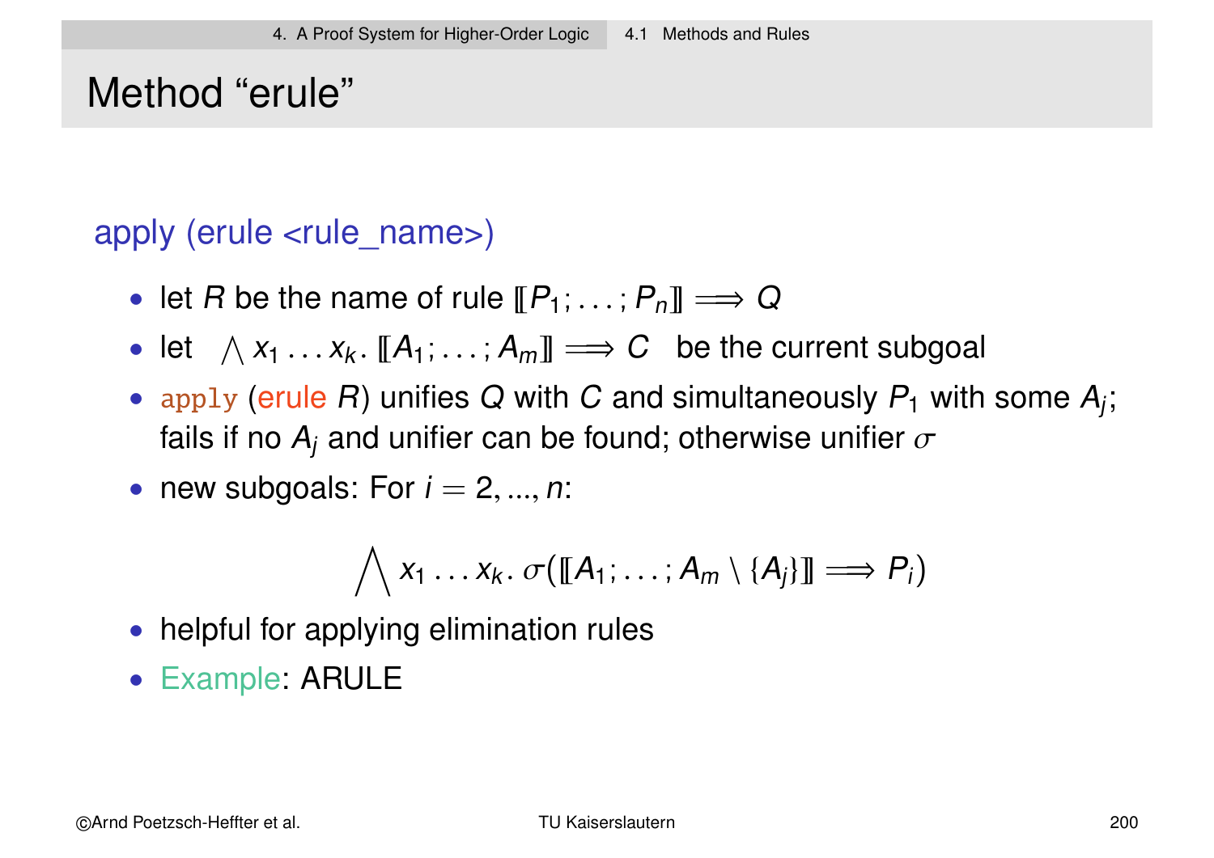# Method “erule”

apply (erule <rule_name>)

- let $R$ be the name of rule $[\![P_1; \ldots; P_n]\!] \Longrightarrow Q$
- let $\bigwedge x_1 \ldots x_k.\ [\![A_1; \ldots; A_m]\!] \Longrightarrow C$ be the current subgoal
- `apply` (erule $R$) unifies $Q$ with $C$ and simultaneously $P_1$ with some $A_j$; fails if no $A_j$ and unifier can be found; otherwise unifier $\sigma$
- new subgoals: For $i = 2, ..., n$:

$$\bigwedge x_1 \ldots x_k.\ \sigma([\![A_1; \ldots; A_m \setminus \{A_j\}]\!] \Longrightarrow P_i)$$

- helpful for applying elimination rules
- Example: ARULE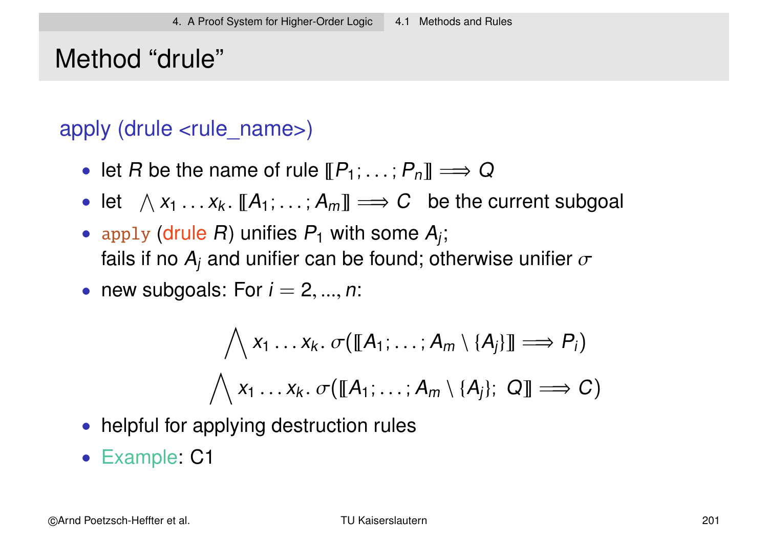# Method “drule”

apply (drule <rule_name>)

- let $R$ be the name of rule $[\![P_1; \ldots; P_n]\!] \Longrightarrow Q$
- let $\bigwedge x_1 \ldots x_k.\ [\![A_1; \ldots; A_m]\!] \Longrightarrow C$ be the current subgoal
- `apply` (drule $R$) unifies $P_1$ with some $A_j$;
  fails if no $A_j$ and unifier can be found; otherwise unifier $\sigma$
- new subgoals: For $i = 2, ..., n$:

$$\bigwedge x_1 \ldots x_k.\ \sigma([\![A_1; \ldots; A_m \setminus \{A_j\}]\!] \Longrightarrow P_i)$$

$$\bigwedge x_1 \ldots x_k.\ \sigma([\![A_1; \ldots; A_m \setminus \{A_j\};\ Q]\!] \Longrightarrow C)$$

- helpful for applying destruction rules
- Example: C1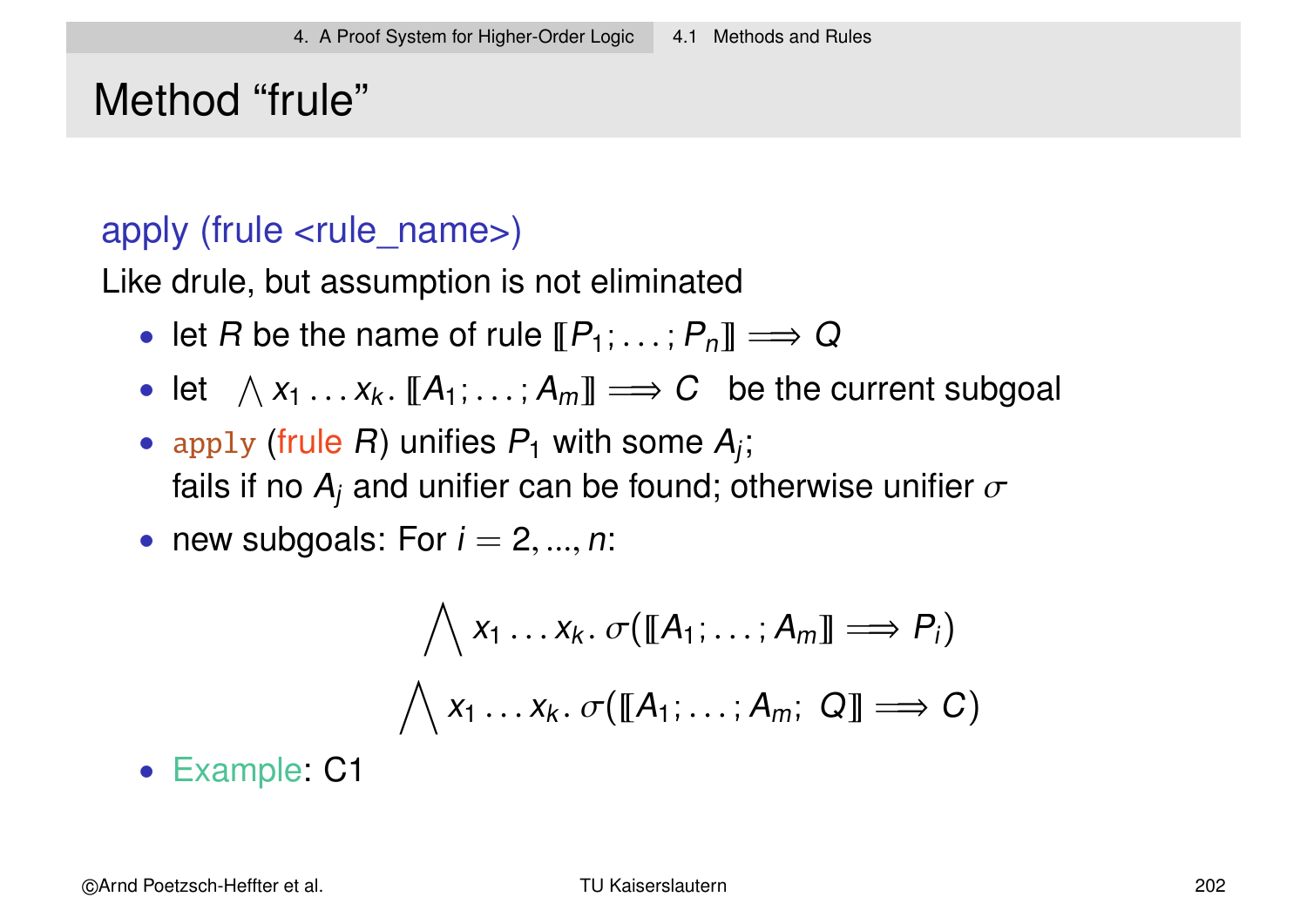# Method “frule”

apply (frule <rule_name>)

Like drule, but assumption is not eliminated

- let $R$ be the name of rule $[\![P_1; \ldots; P_n]\!] \Longrightarrow Q$
- let $\bigwedge x_1 \ldots x_k.\ [\![A_1; \ldots; A_m]\!] \Longrightarrow C$ be the current subgoal
- `apply` (frule $R$) unifies $P_1$ with some $A_j$;
  fails if no $A_j$ and unifier can be found; otherwise unifier $\sigma$
- new subgoals: For $i = 2, ..., n$:

$$\bigwedge x_1 \ldots x_k.\ \sigma([\![A_1; \ldots; A_m]\!] \Longrightarrow P_i)$$

$$\bigwedge x_1 \ldots x_k.\ \sigma([\![A_1; \ldots; A_m;\ Q]\!] \Longrightarrow C)$$

- Example: C1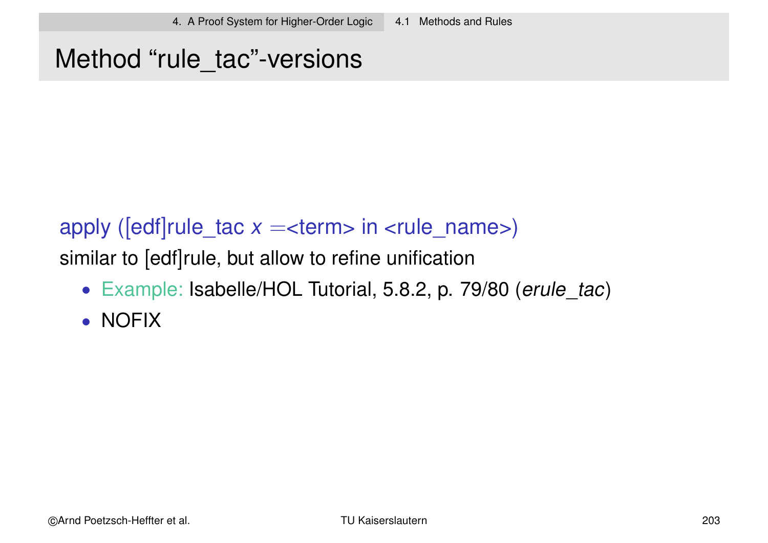# Method “rule_tac”-versions

apply ([edf]rule_tac *x* =<term> in <rule_name>)

similar to [edf]rule, but allow to refine unification

- Example: Isabelle/HOL Tutorial, 5.8.2, p. 79/80 (*erule_tac*)
- NOFIX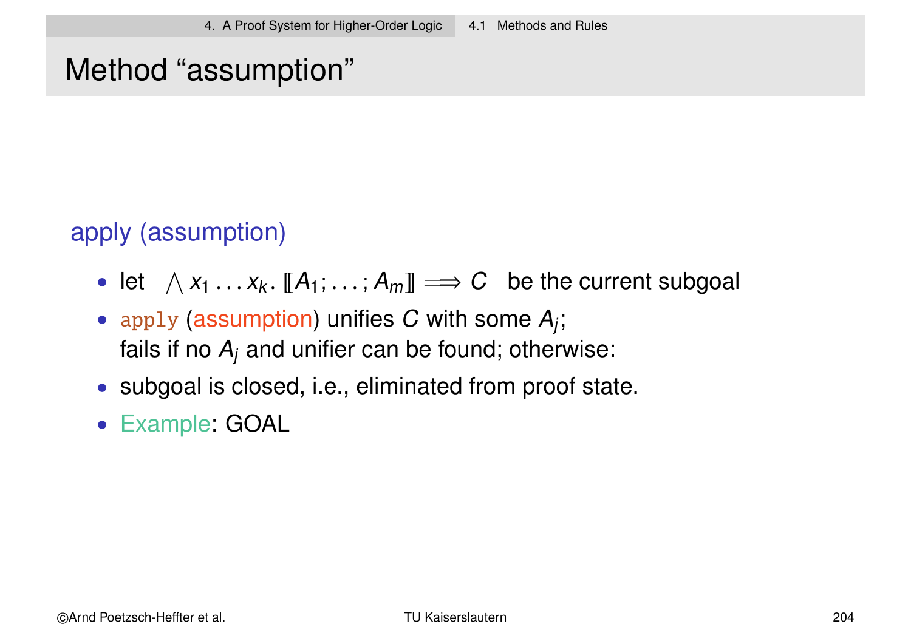# Method "assumption"

## apply (assumption)

- let $\bigwedge x_1 \ldots x_k .\ [\![A_1; \ldots; A_m]\!] \Longrightarrow C$ be the current subgoal
- `apply (assumption)` unifies $C$ with some $A_j$;
  fails if no $A_j$ and unifier can be found; otherwise:
- subgoal is closed, i.e., eliminated from proof state.
- Example: GOAL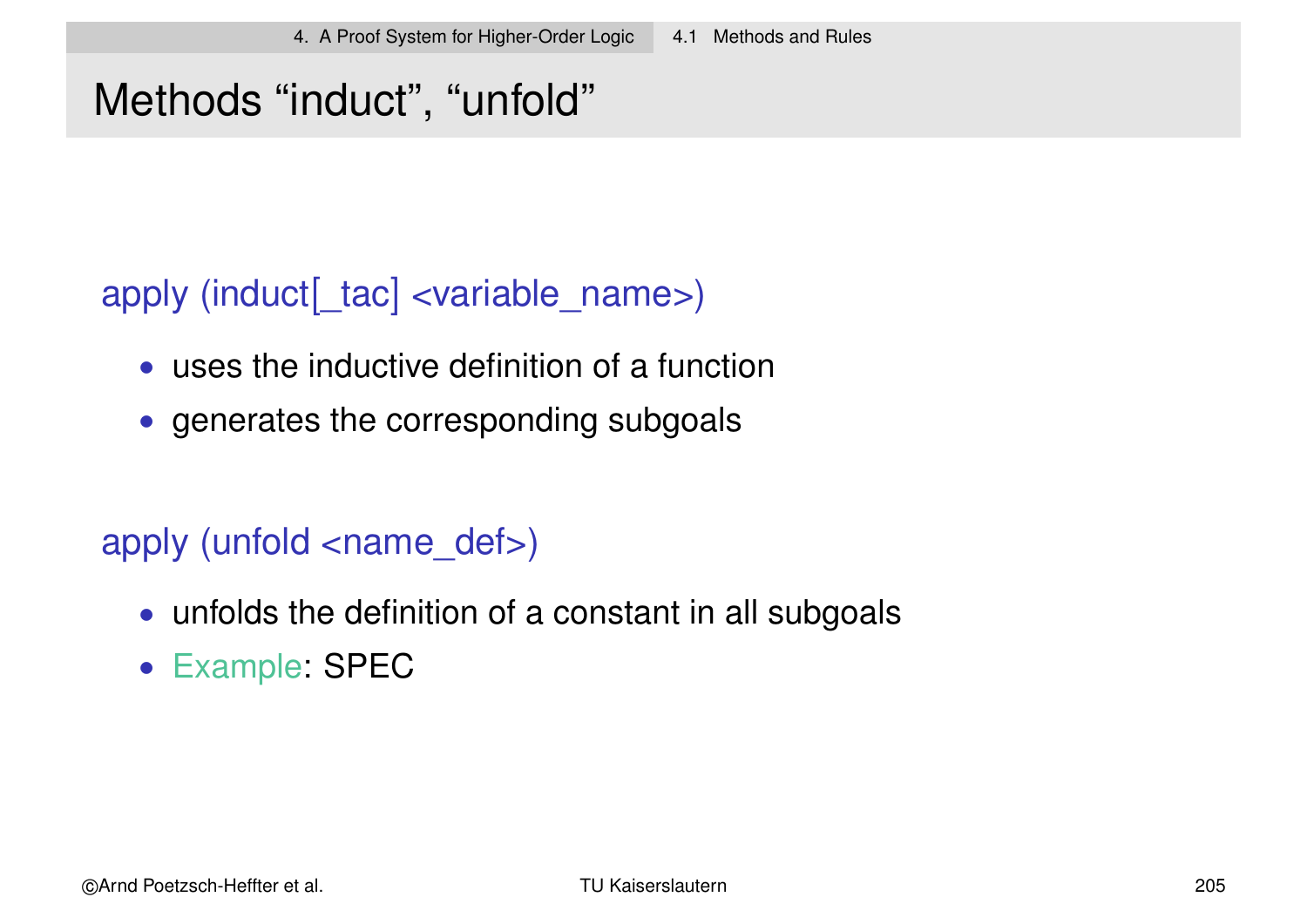# Methods "induct", "unfold"

apply (induct[_tac] <variable_name>)

- uses the inductive definition of a function
- generates the corresponding subgoals

apply (unfold <name_def>)

- unfolds the definition of a constant in all subgoals
- Example: SPEC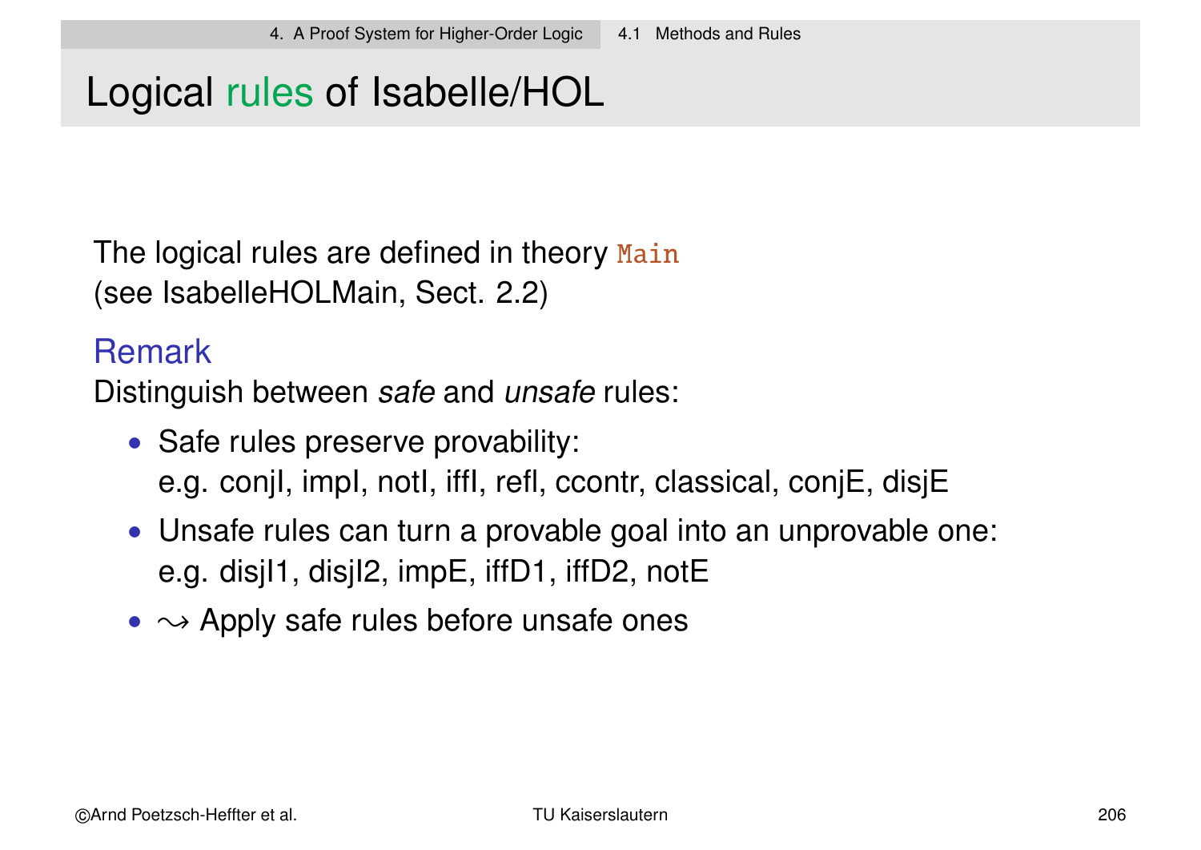# Logical rules of Isabelle/HOL

The logical rules are defined in theory `Main`
(see IsabelleHOLMain, Sect. 2.2)

### Remark

Distinguish between *safe* and *unsafe* rules:

- Safe rules preserve provability:
  e.g. conjI, impI, notI, iffI, refl, ccontr, classical, conjE, disjE
- Unsafe rules can turn a provable goal into an unprovable one:
  e.g. disjI1, disjI2, impE, iffD1, iffD2, notE
- $\leadsto$ Apply safe rules before unsafe ones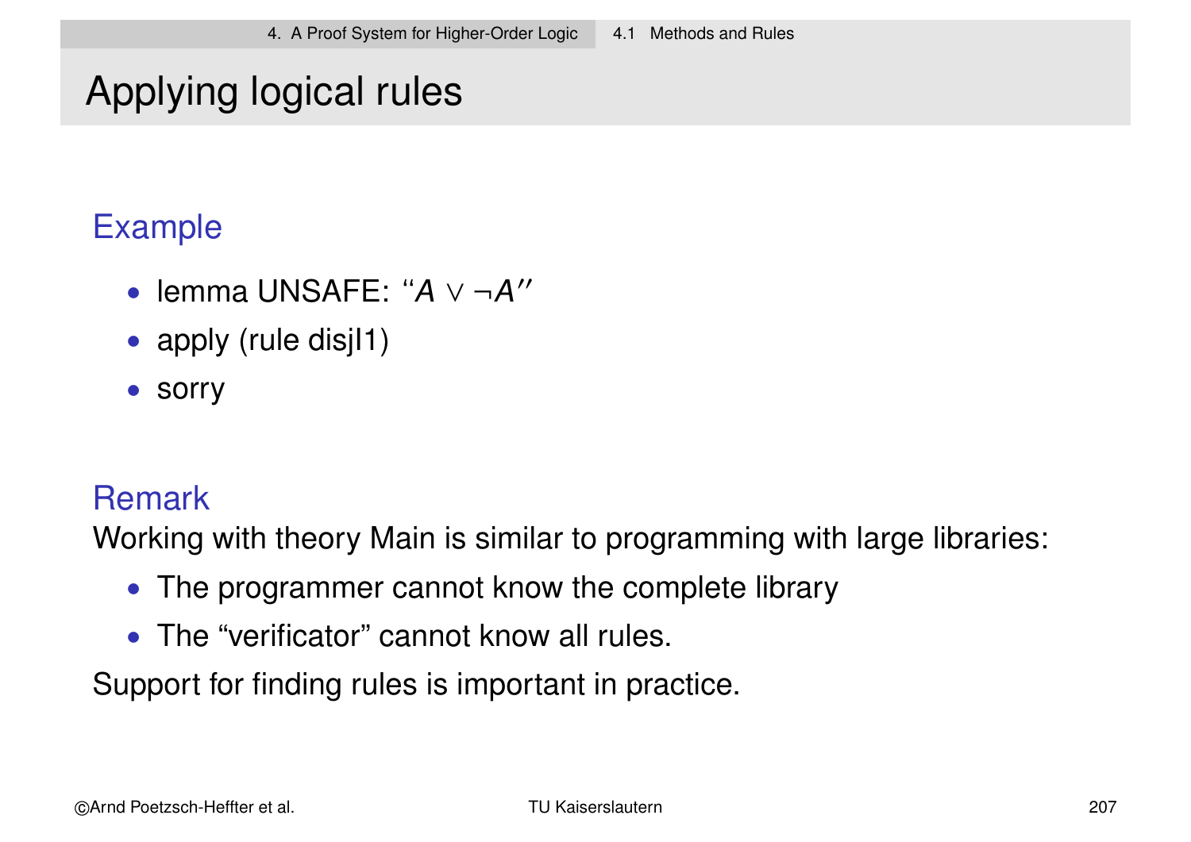# Applying logical rules

## Example

- lemma UNSAFE: "$A \vee \neg A$"
- apply (rule disjI1)
- sorry

## Remark

Working with theory Main is similar to programming with large libraries:

- The programmer cannot know the complete library
- The "verificator" cannot know all rules.

Support for finding rules is important in practice.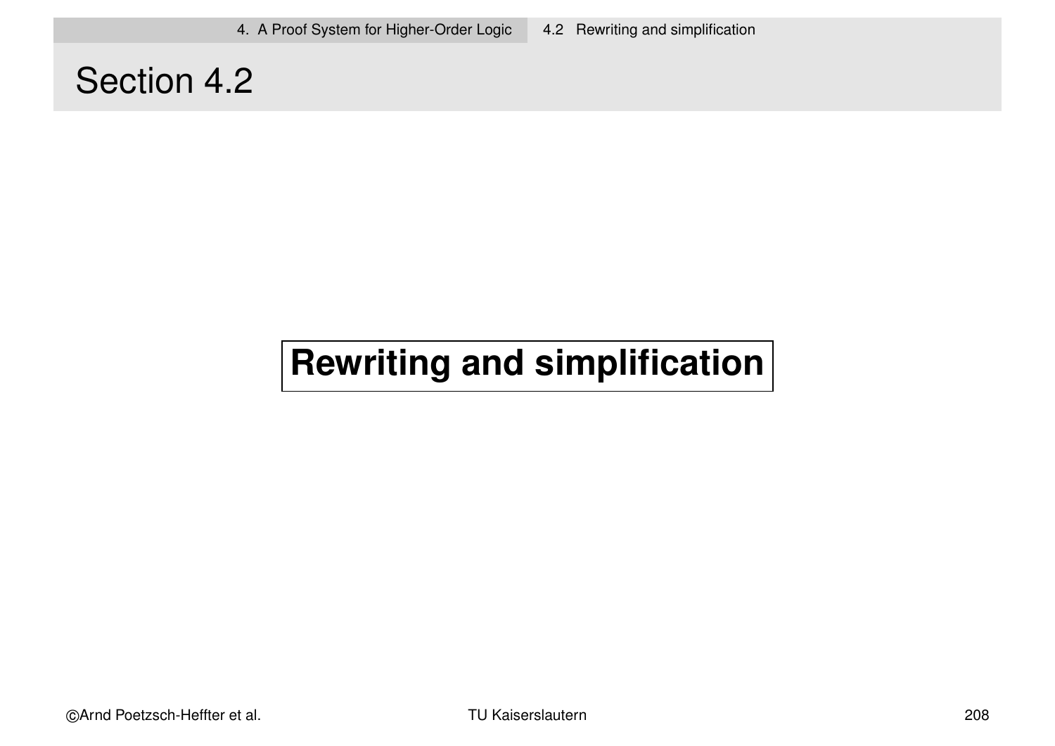# Section 4.2

**Rewriting and simplification**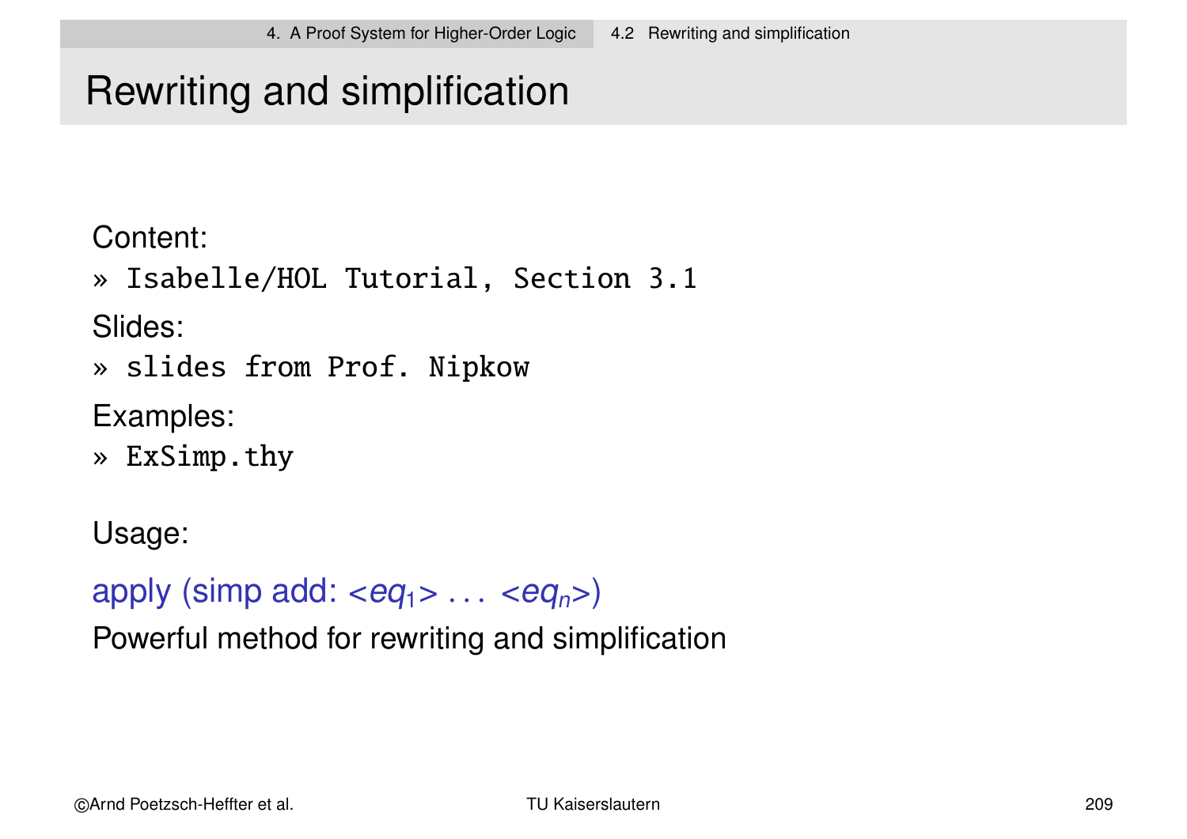# Rewriting and simplification

Content:

» Isabelle/HOL Tutorial, Section 3.1

Slides:

» slides from Prof. Nipkow

Examples:

» ExSimp.thy

Usage:

apply (simp add: $<eq_1>$ ... $<eq_n>$)

Powerful method for rewriting and simplification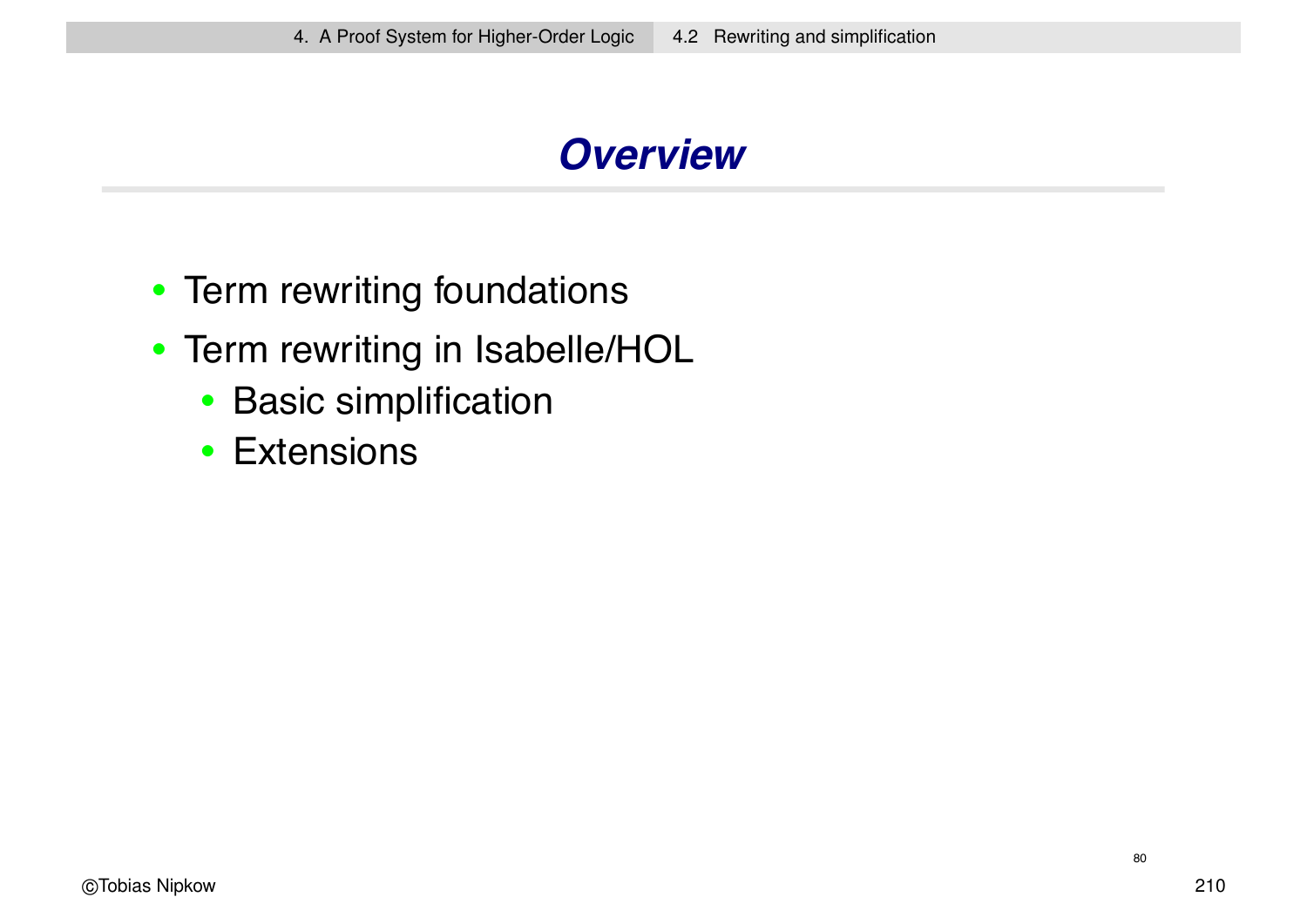# Overview

- Term rewriting foundations
- Term rewriting in Isabelle/HOL
  - Basic simplification
  - Extensions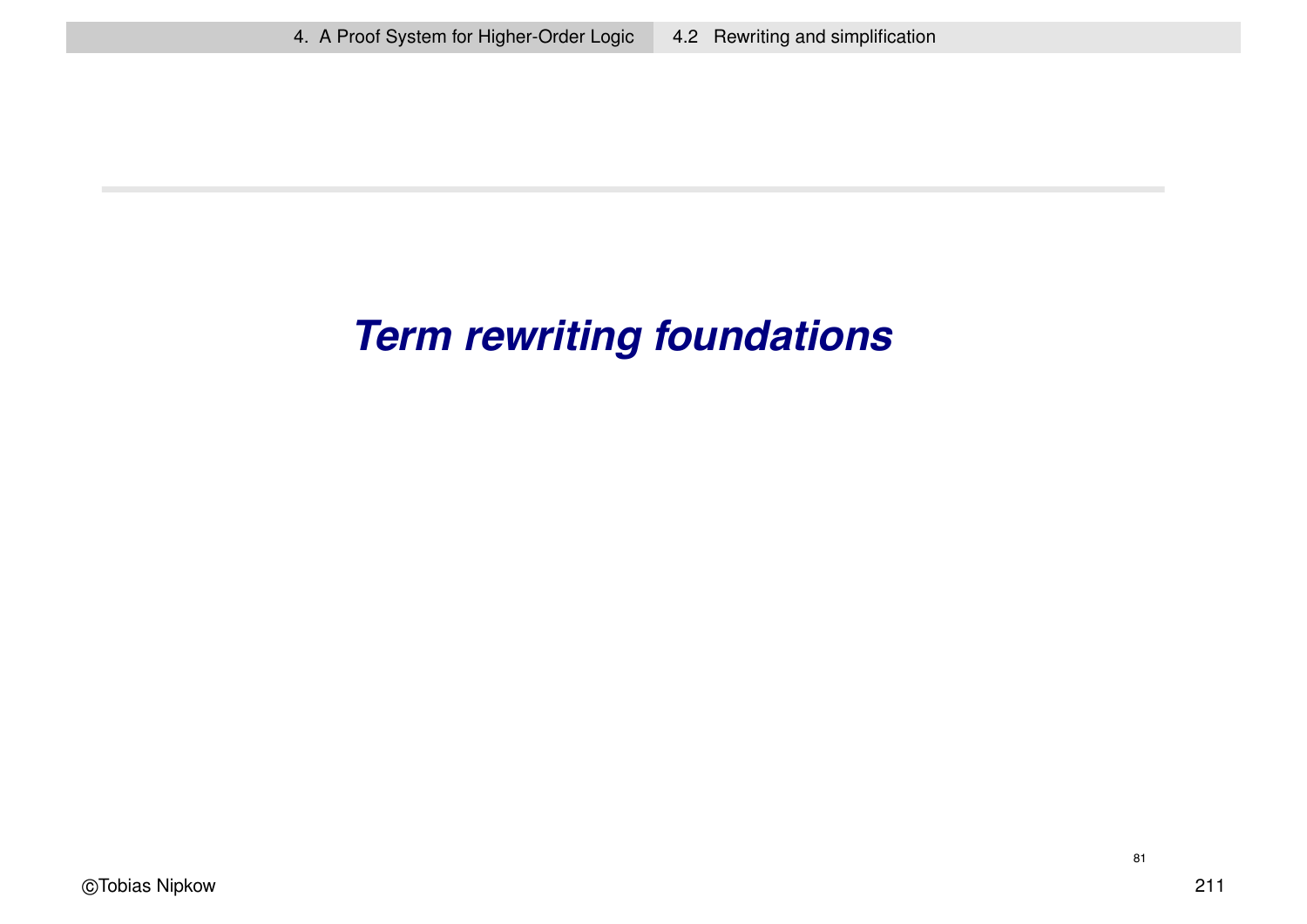# Term rewriting foundations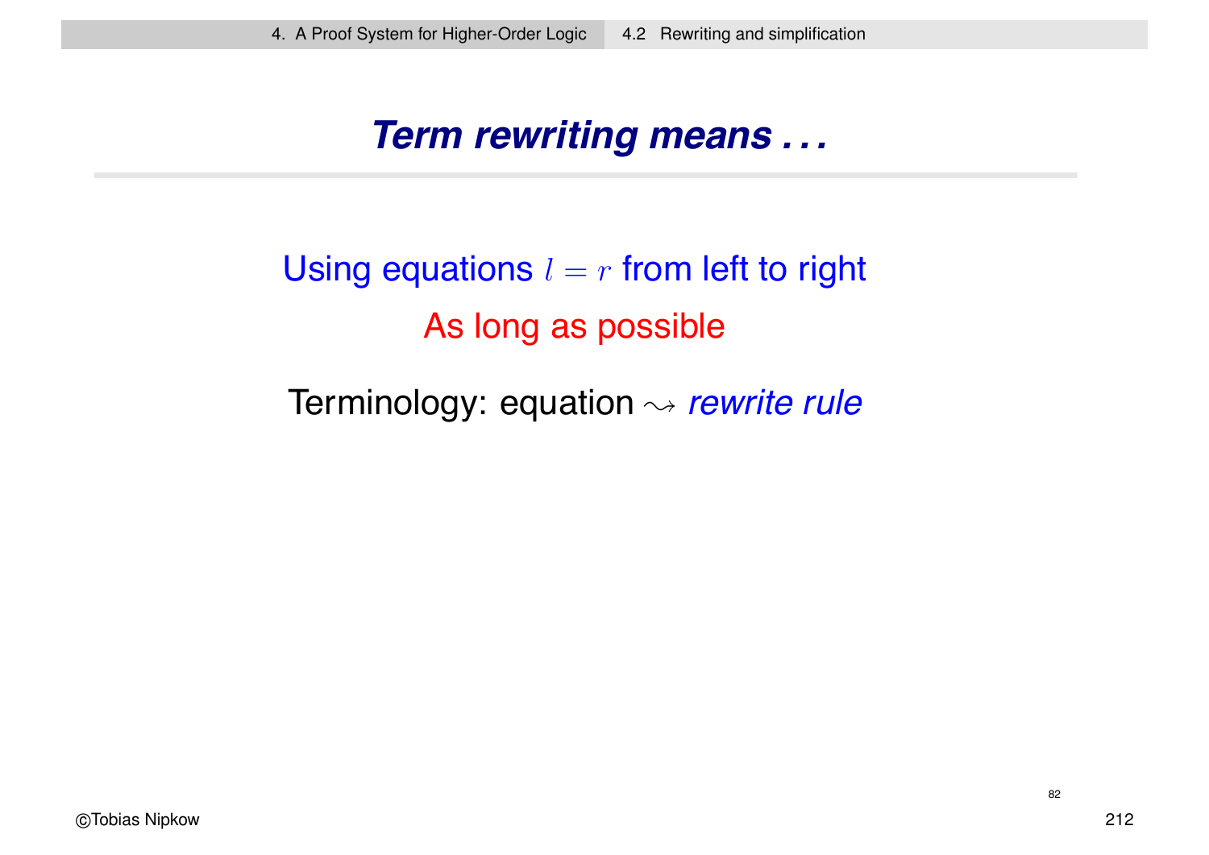# ***Term rewriting means . . .***

Using equations $l = r$ from left to right

As long as possible

Terminology: equation $\rightsquigarrow$ *rewrite rule*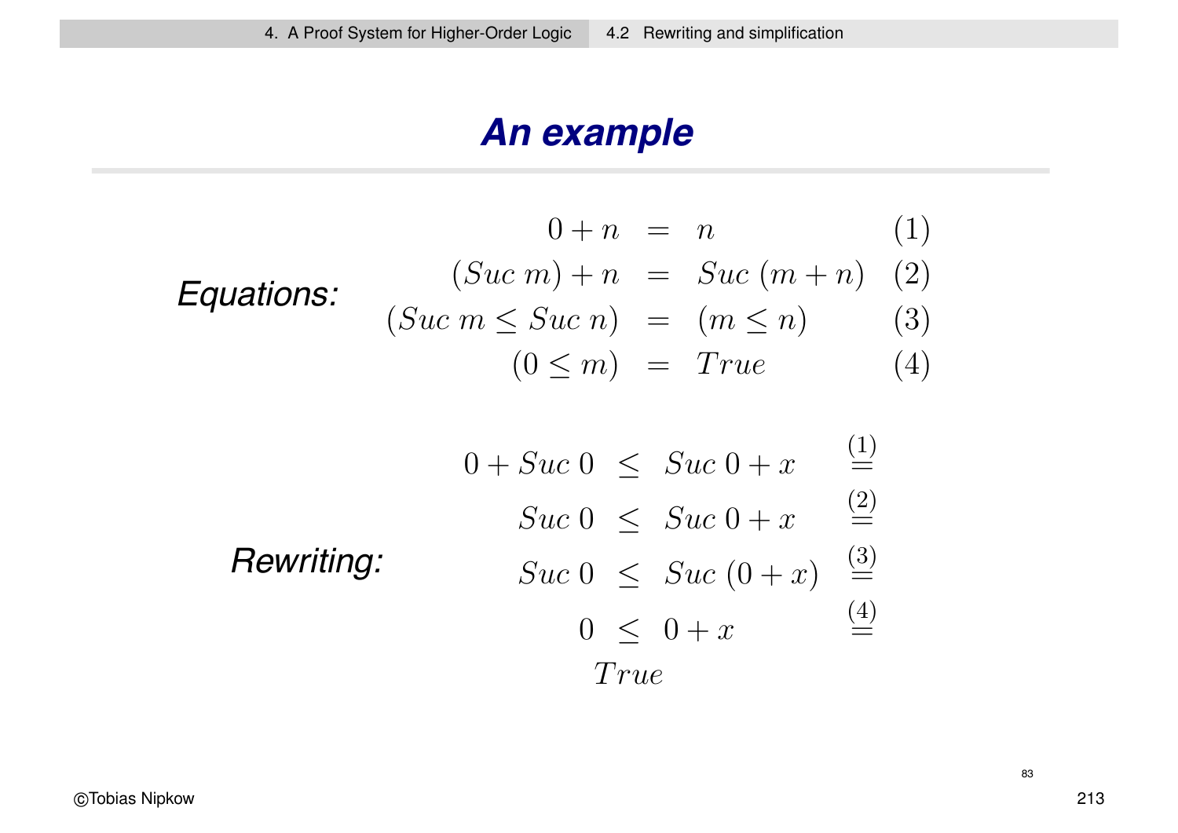# An example

**Equations:**

$$
\begin{array}{rcll}
0 + n & = & n & (1) \\
(Suc\ m) + n & = & Suc\ (m + n) & (2) \\
(Suc\ m \leq Suc\ n) & = & (m \leq n) & (3) \\
(0 \leq m) & = & True & (4)
\end{array}
$$

**Rewriting:**

$$
\begin{array}{rcll}
0 + Suc\ 0 & \leq & Suc\ 0 + x & \overset{(1)}{=} \\
Suc\ 0 & \leq & Suc\ 0 + x & \overset{(2)}{=} \\
Suc\ 0 & \leq & Suc\ (0 + x) & \overset{(3)}{=} \\
0 & \leq & 0 + x & \overset{(4)}{=} \\
 & True & &
\end{array}
$$

83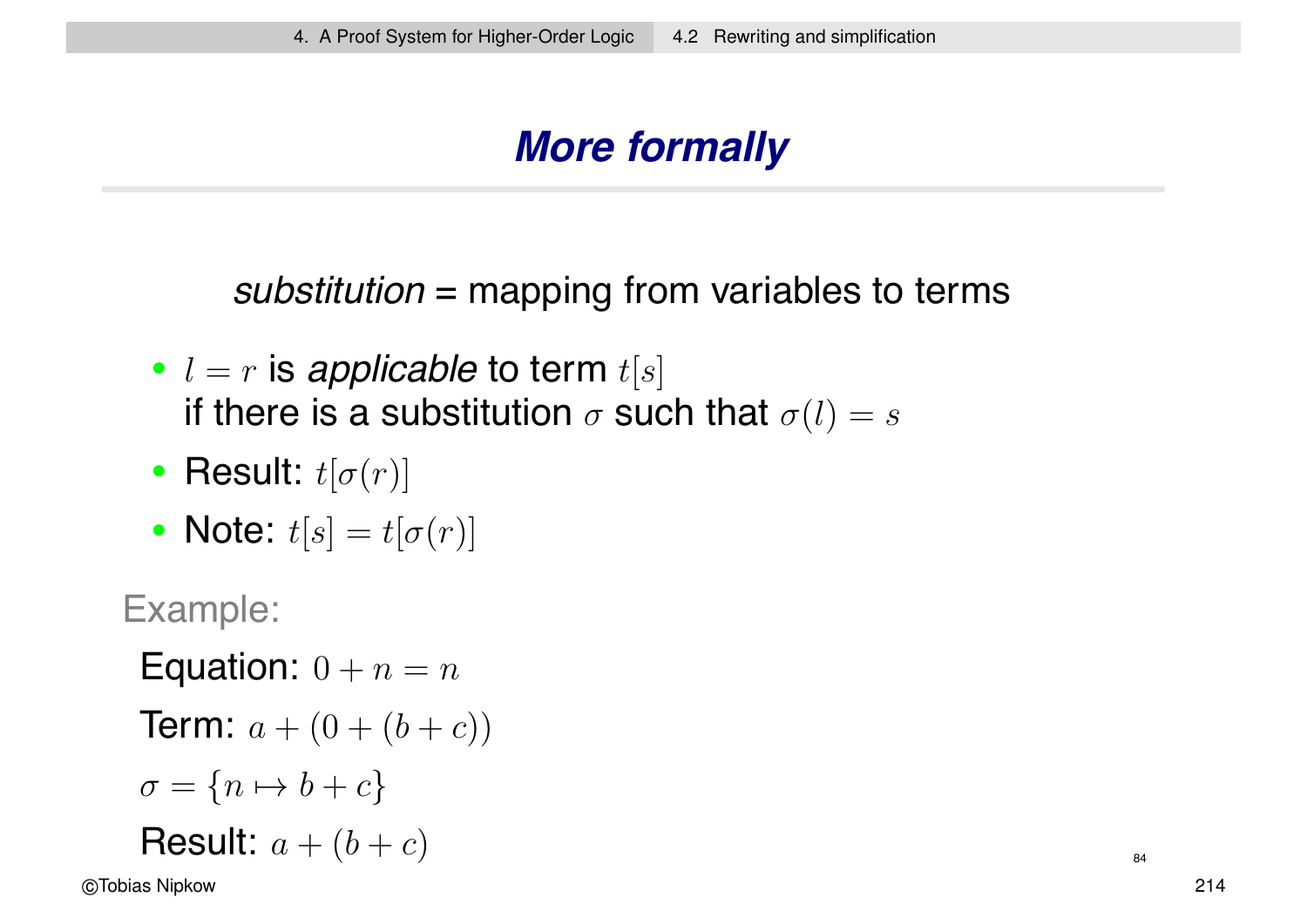# More formally

*substitution* = mapping from variables to terms

- $l = r$ is *applicable* to term $t[s]$
  if there is a substitution $\sigma$ such that $\sigma(l) = s$
- Result: $t[\sigma(r)]$
- Note: $t[s] = t[\sigma(r)]$

Example:

Equation: $0 + n = n$

Term: $a + (0 + (b + c))$

$\sigma = \{n \mapsto b + c\}$

Result: $a + (b + c)$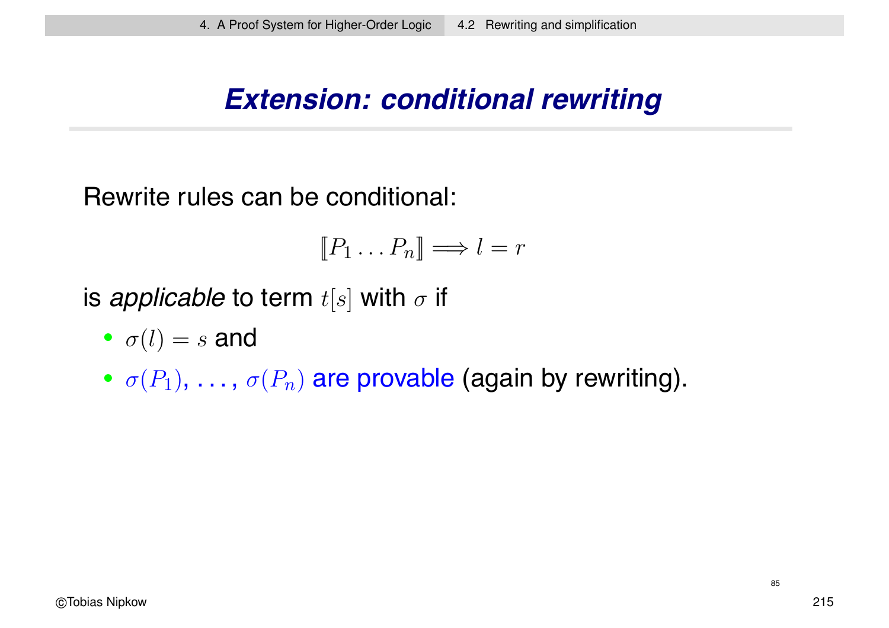## Extension: conditional rewriting

Rewrite rules can be conditional:

$$\llbracket P_1 \ldots P_n \rrbracket \Longrightarrow l = r$$

is *applicable* to term $t[s]$ with $\sigma$ if

- $\sigma(l) = s$ and
- $\sigma(P_1)$, ..., $\sigma(P_n)$ are provable (again by rewriting).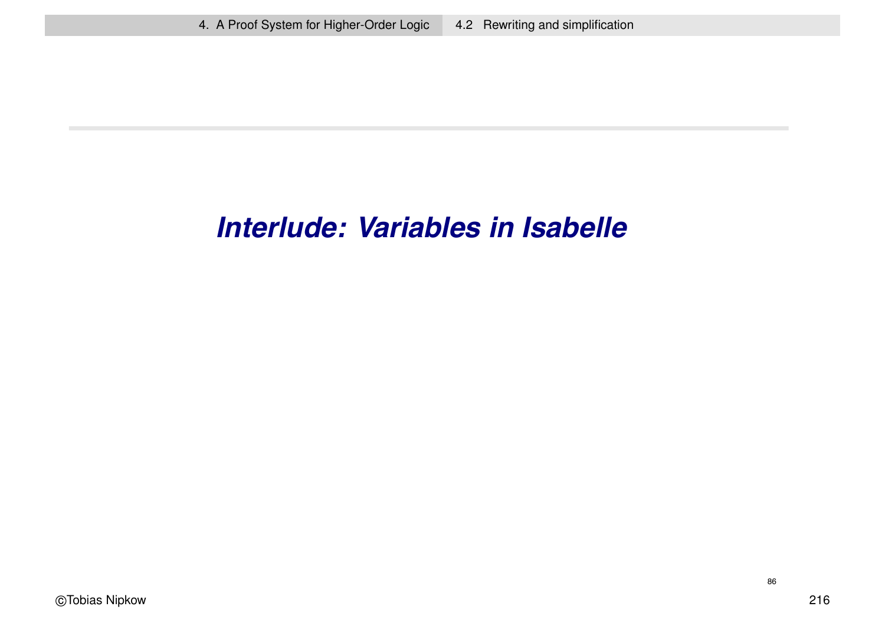# *Interlude: Variables in Isabelle*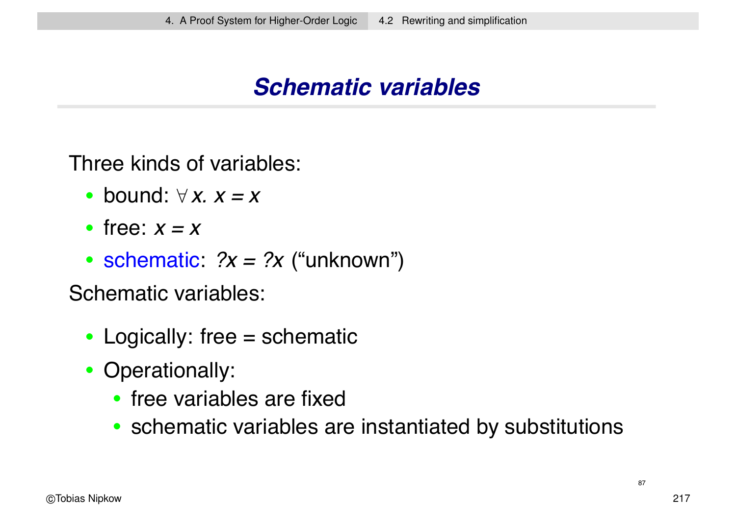# Schematic variables

Three kinds of variables:

- bound: $\forall x.\ x = x$
- free: $x = x$
- schematic: $?x = ?x$ ("unknown")

Schematic variables:

- Logically: free = schematic
- Operationally:
  - free variables are fixed
  - schematic variables are instantiated by substitutions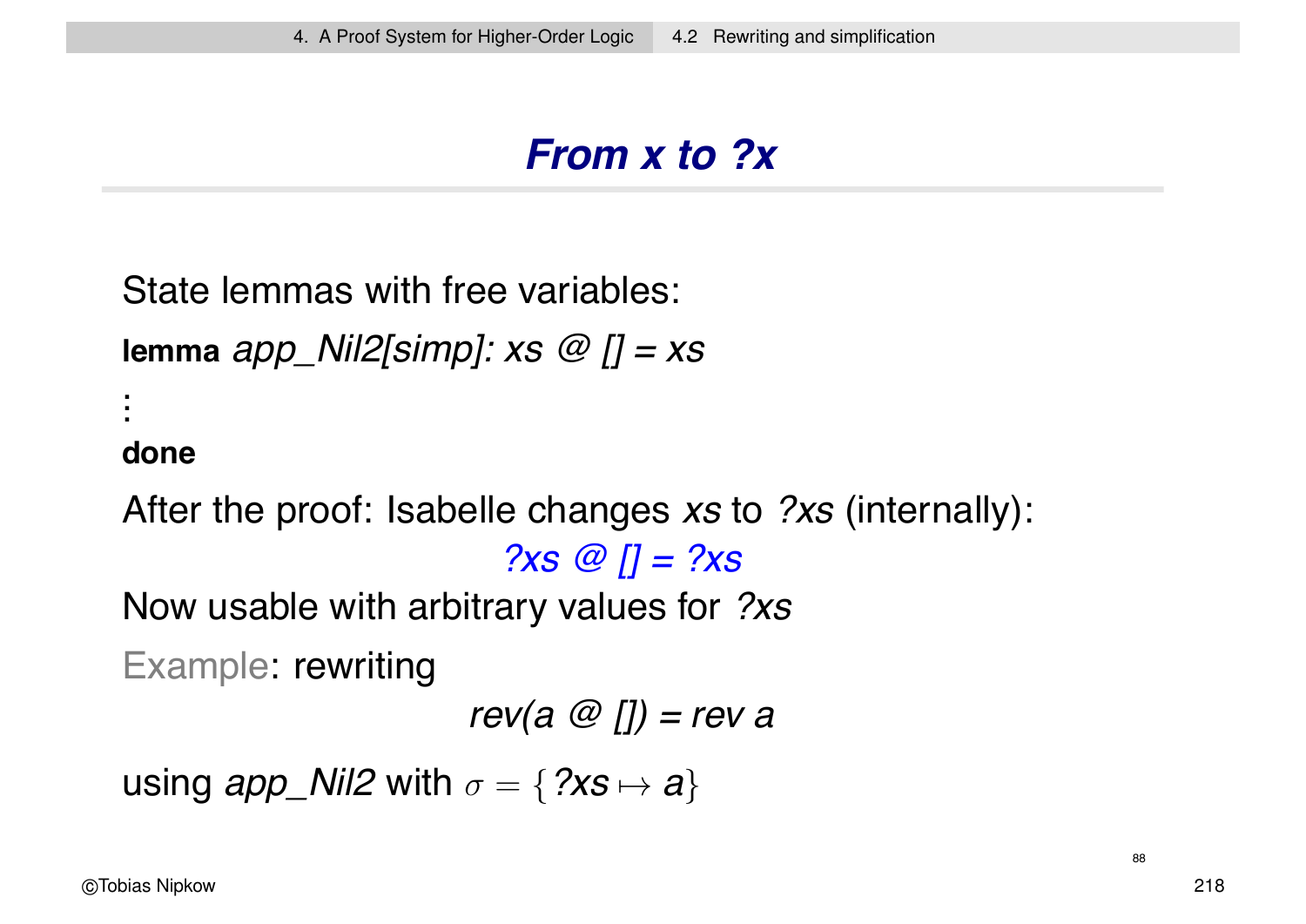# *From x to ?x*

State lemmas with free variables:

**lemma** *app_Nil2[simp]: xs @ [] = xs*

⋮

**done**

After the proof: Isabelle changes *xs* to *?xs* (internally):

*?xs @ [] = ?xs*

Now usable with arbitrary values for *?xs*

Example: rewriting

*rev(a @ []) = rev a*

using *app_Nil2* with $\sigma = \{?xs \mapsto a\}$

88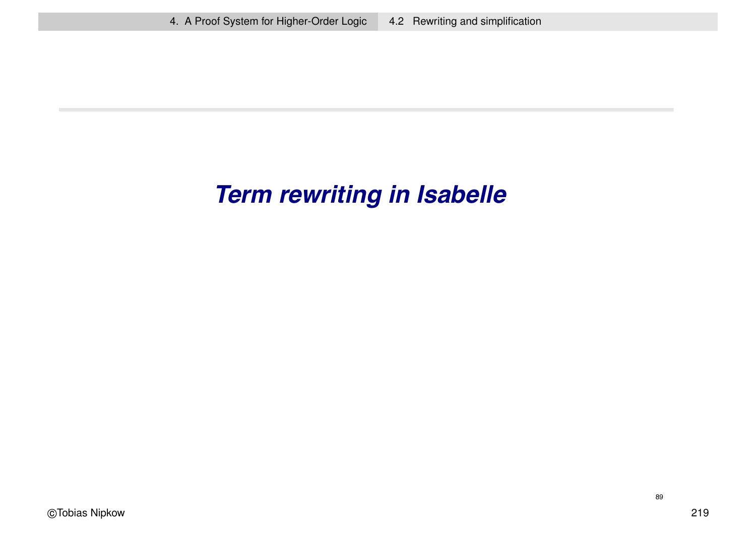# *Term rewriting in Isabelle*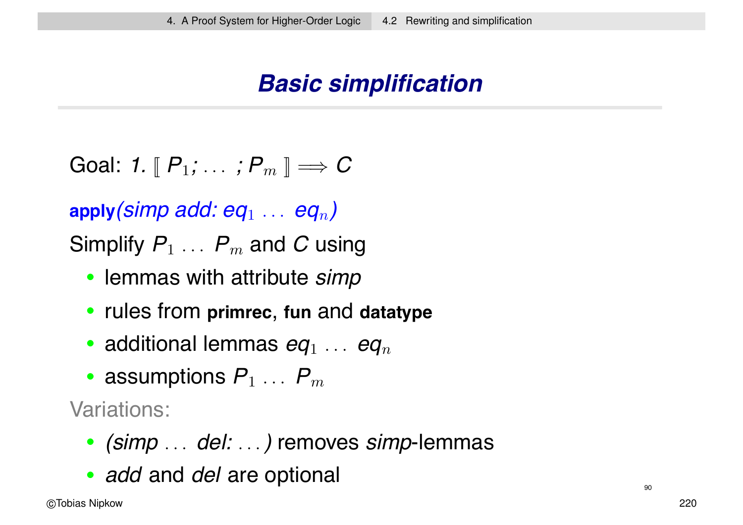# Basic simplification

Goal: *1.* $[\![ P_1; \ldots ; P_m ]\!] \Longrightarrow C$

**apply**(*simp add:* $eq_1 \ldots eq_n$)

Simplify $P_1 \ldots P_m$ and $C$ using

- lemmas with attribute *simp*
- rules from **primrec**, **fun** and **datatype**
- additional lemmas $eq_1 \ldots eq_n$
- assumptions $P_1 \ldots P_m$

Variations:

- *(simp* … *del:* …*)* removes *simp*-lemmas
- *add* and *del* are optional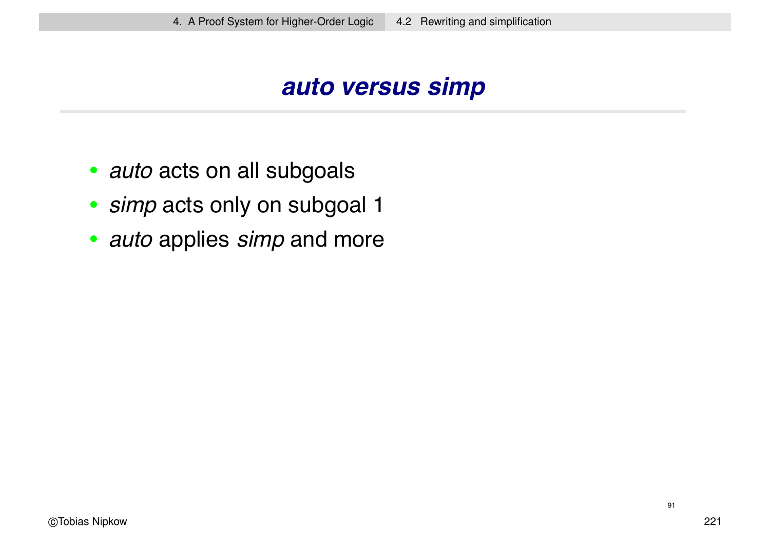# *auto versus simp*

- *auto* acts on all subgoals
- *simp* acts only on subgoal 1
- *auto* applies *simp* and more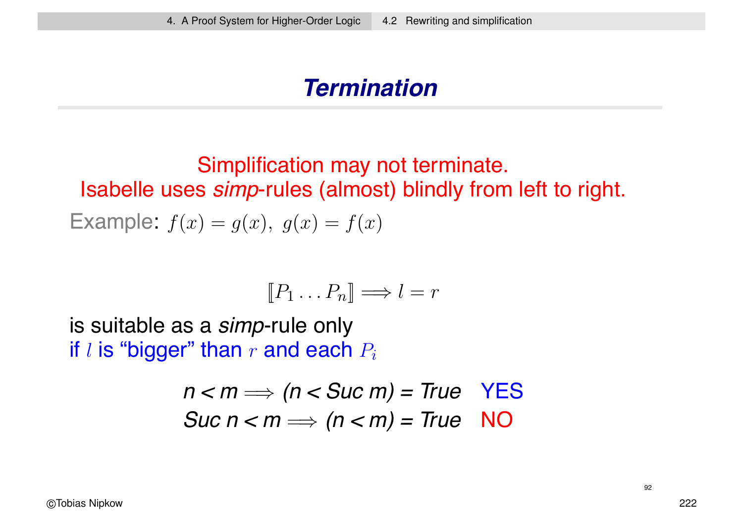# Termination

Simplification may not terminate.
Isabelle uses *simp*-rules (almost) blindly from left to right.

Example: $f(x) = g(x),\ g(x) = f(x)$

$$[\![P_1 \dots P_n]\!] \Longrightarrow l = r$$

is suitable as a *simp*-rule only
if $l$ is "bigger" than $r$ and each $P_i$

$n < m \Longrightarrow (n < Suc\ m) = True$ YES

$Suc\ n < m \Longrightarrow (n < m) = True$ NO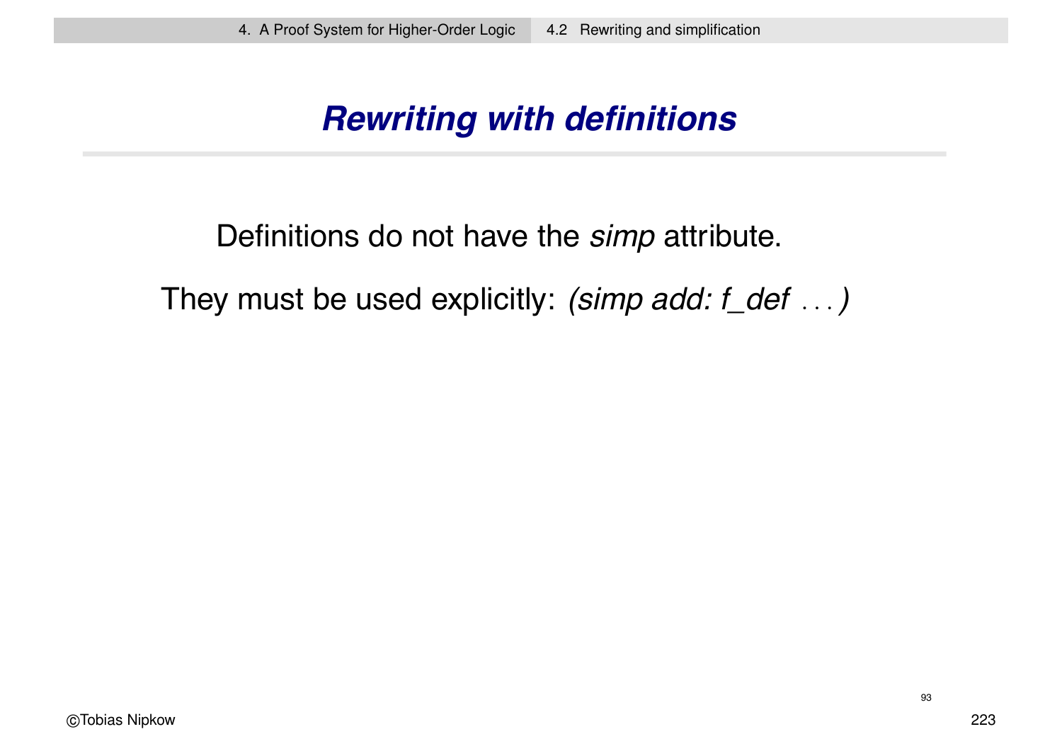# Rewriting with definitions

Definitions do not have the *simp* attribute.

They must be used explicitly: *(simp add: f_def ...)*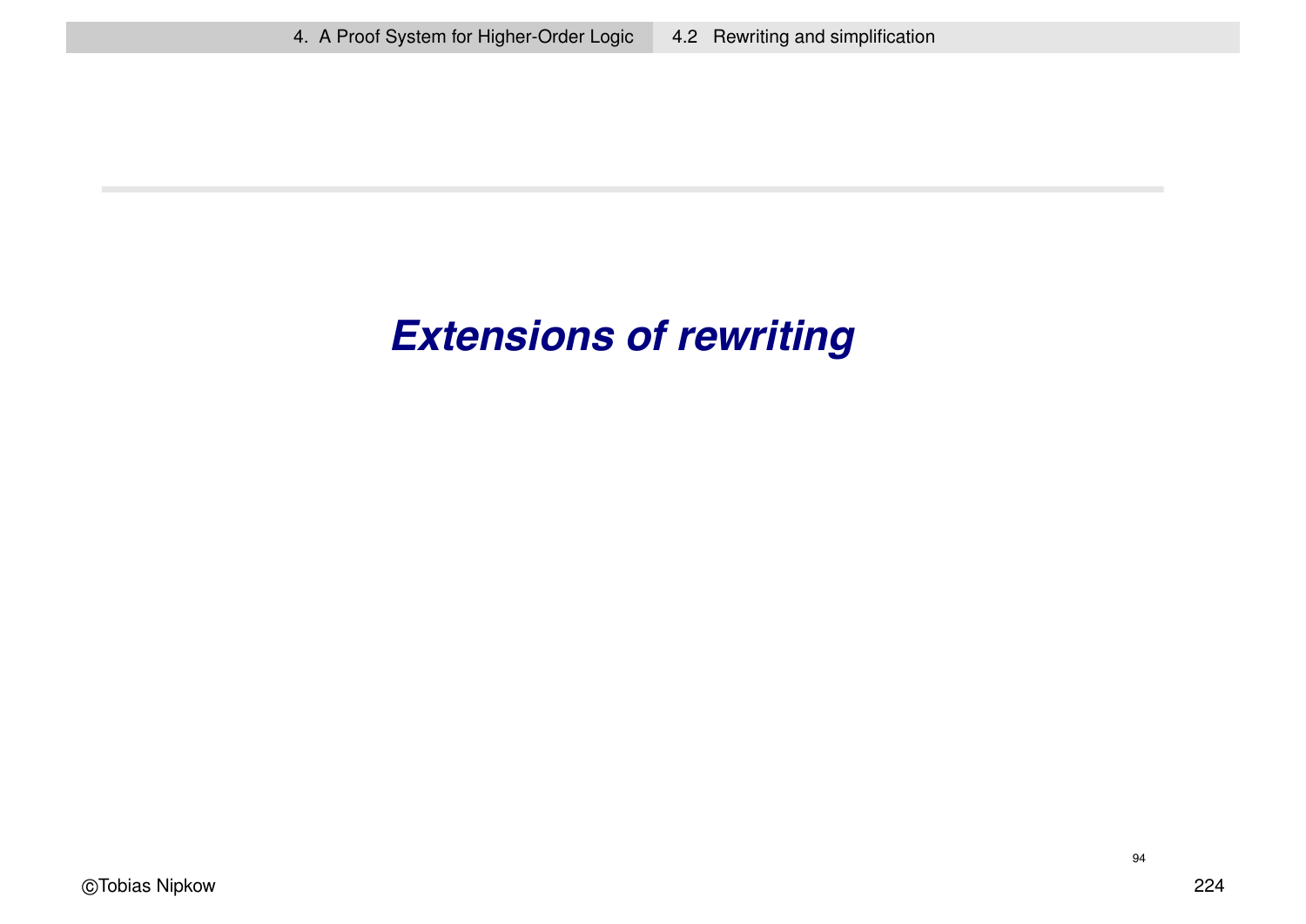# *Extensions of rewriting*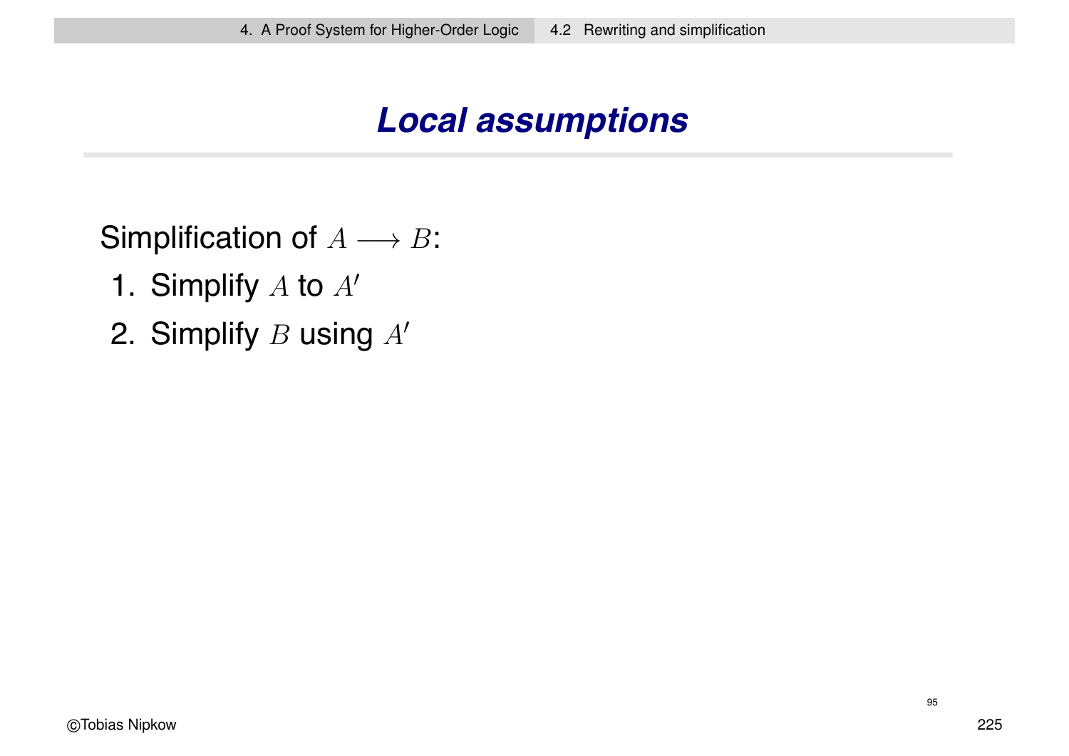# Local assumptions

Simplification of $A \longrightarrow B$:

1. Simplify $A$ to $A'$
2. Simplify $B$ using $A'$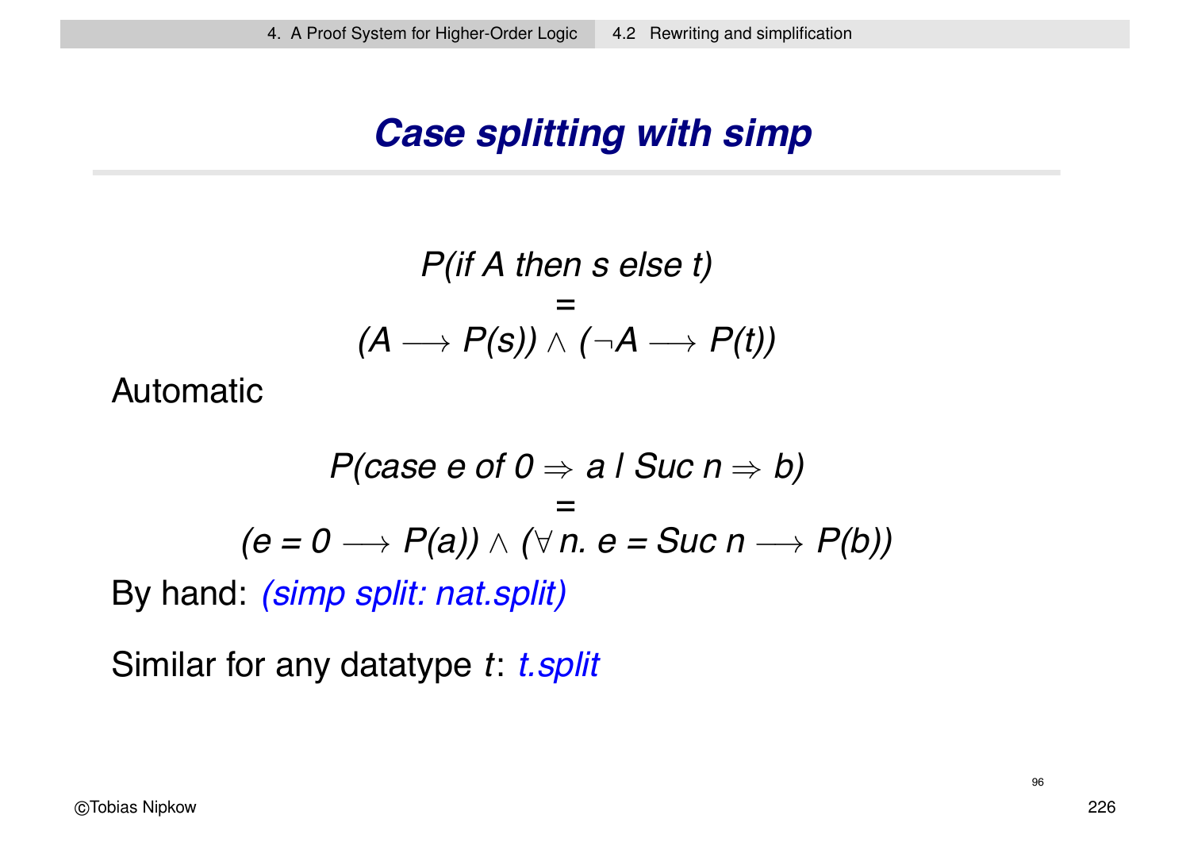# Case splitting with simp

$$P(\textit{if } A \textit{ then } s \textit{ else } t)$$
$$=$$
$$(A \longrightarrow P(s)) \land (\neg A \longrightarrow P(t))$$

Automatic

$$P(\textit{case } e \textit{ of } 0 \Rightarrow a \mid \textit{Suc } n \Rightarrow b)$$
$$=$$
$$(e = 0 \longrightarrow P(a)) \land (\forall n.\ e = \textit{Suc } n \longrightarrow P(b))$$

By hand: *(simp split: nat.split)*

Similar for any datatype *t*: *t.split*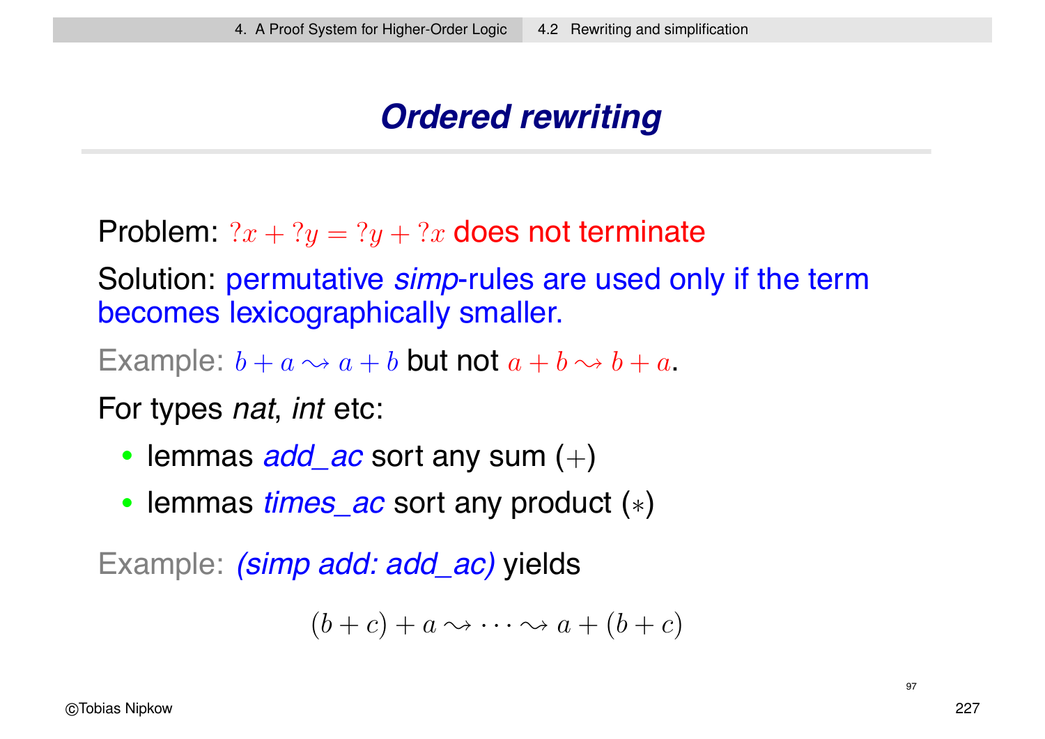## Ordered rewriting

Problem: $?x + ?y = ?y + ?x$ does not terminate

Solution: permutative *simp*-rules are used only if the term becomes lexicographically smaller.

Example: $b + a \rightsquigarrow a + b$ but not $a + b \rightsquigarrow b + a$.

For types *nat*, *int* etc:

- lemmas *add_ac* sort any sum ($+$)
- lemmas *times_ac* sort any product ($*$)

Example: *(simp add: add_ac)* yields

$$(b + c) + a \rightsquigarrow \cdots \rightsquigarrow a + (b + c)$$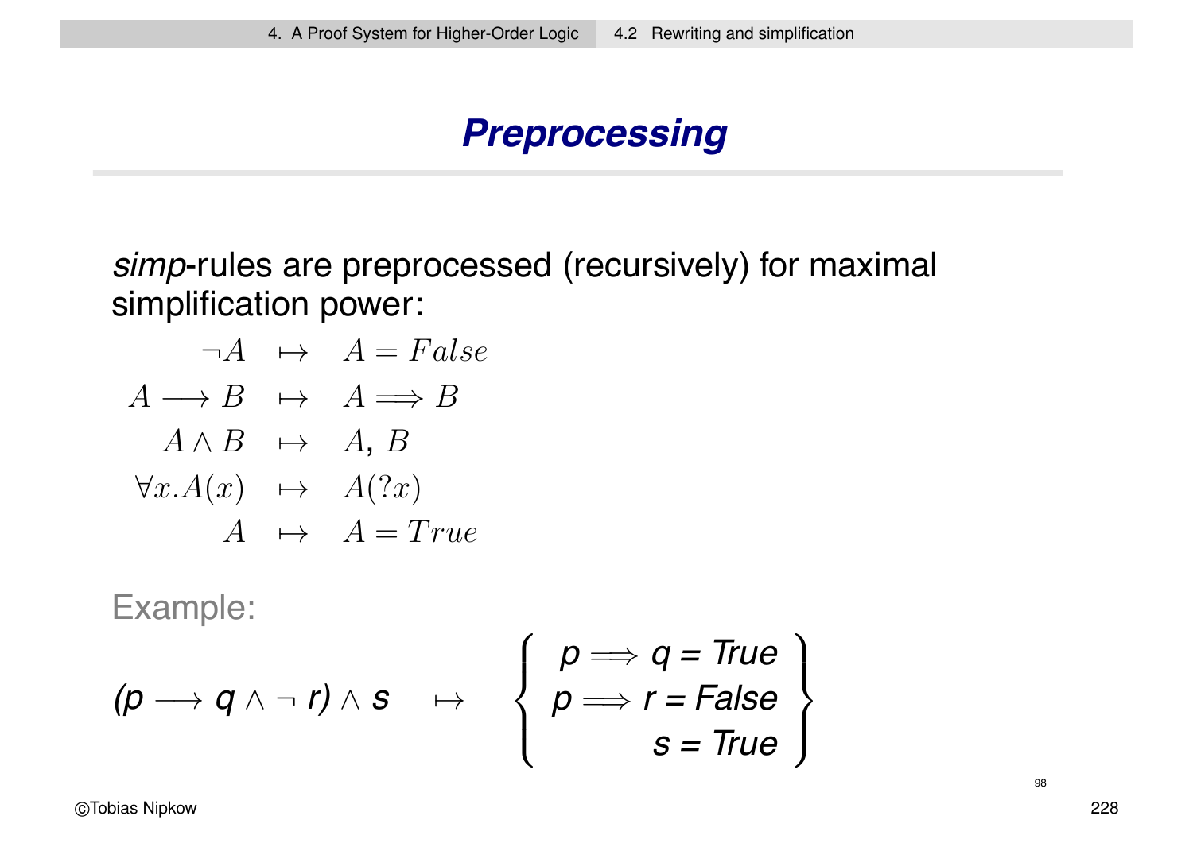# Preprocessing

*simp*-rules are preprocessed (recursively) for maximal simplification power:

$$
\begin{array}{rcl}
\neg A & \mapsto & A = False \\
A \longrightarrow B & \mapsto & A \Longrightarrow B \\
A \wedge B & \mapsto & A,\ B \\
\forall x. A(x) & \mapsto & A(?x) \\
A & \mapsto & A = True
\end{array}
$$

Example:

$$
(p \longrightarrow q \wedge \neg\, r) \wedge s \quad \mapsto \quad \left\{ \begin{array}{r} p \Longrightarrow q = True \\ p \Longrightarrow r = False \\ s = True \end{array} \right\}
$$

©Tobias Nipkow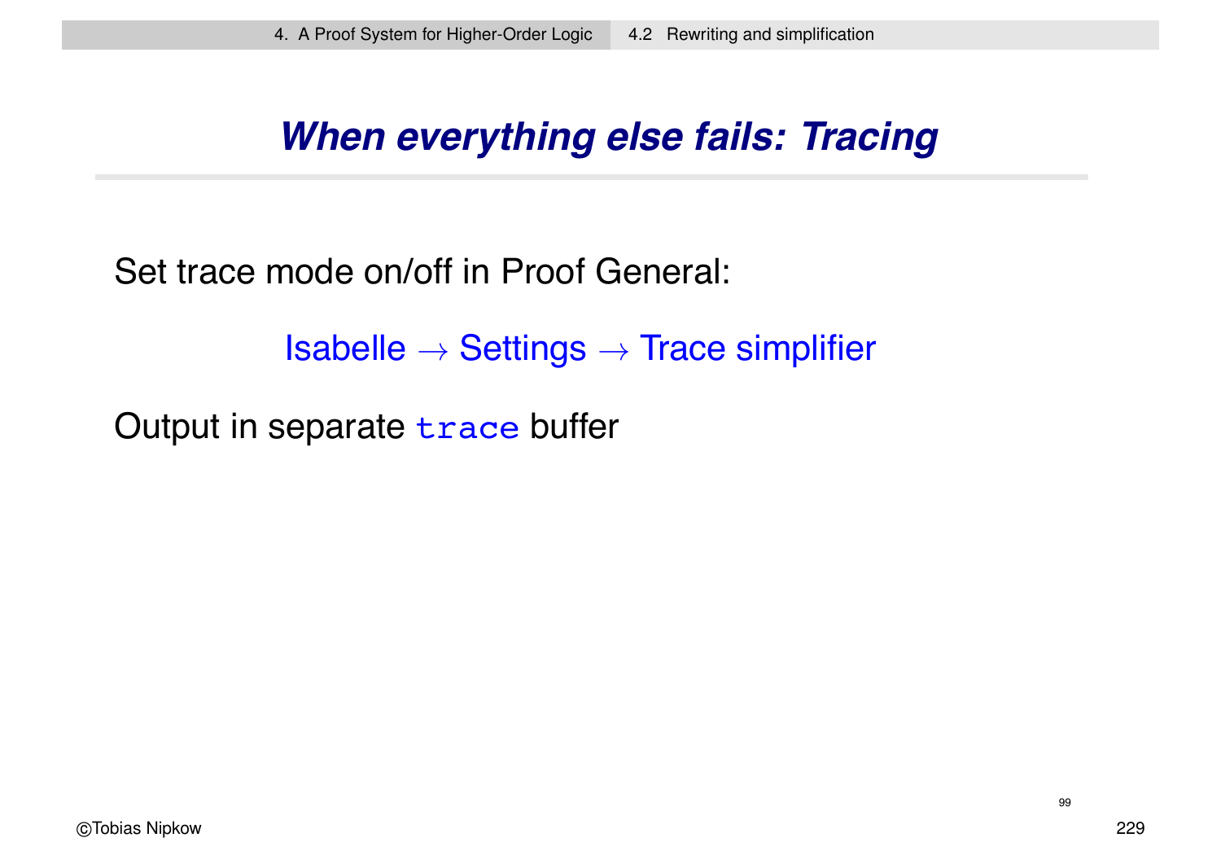## When everything else fails: Tracing

Set trace mode on/off in Proof General:

Isabelle → Settings → Trace simplifier

Output in separate `trace` buffer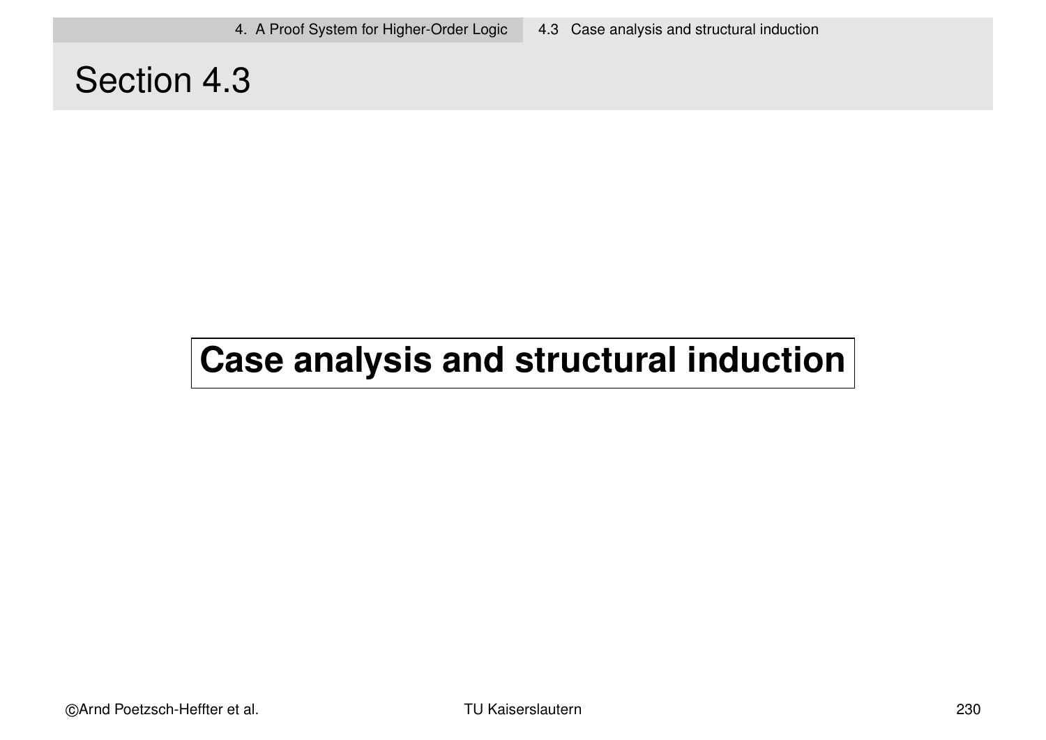# Section 4.3

## Case analysis and structural induction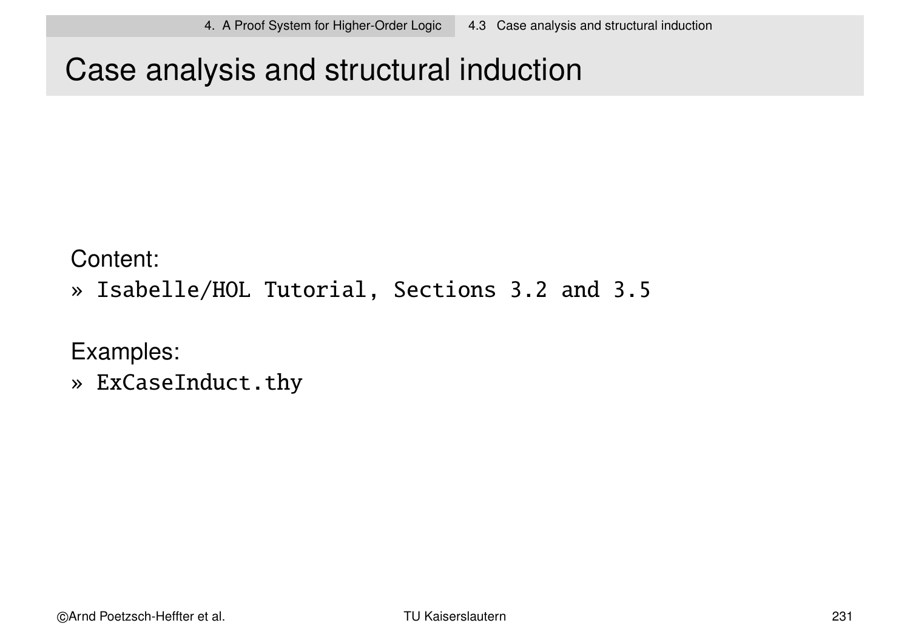# Case analysis and structural induction

Content:

» `Isabelle/HOL Tutorial, Sections 3.2 and 3.5`

Examples:

» `ExCaseInduct.thy`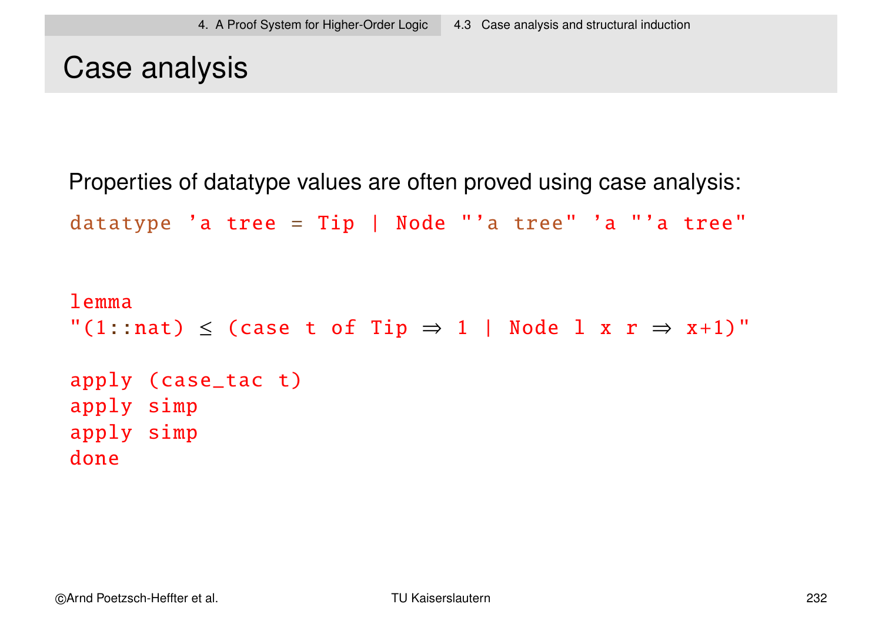# Case analysis

Properties of datatype values are often proved using case analysis:

```
datatype 'a tree = Tip | Node "'a tree" 'a "'a tree"
```

```
lemma
"(1::nat) ≤ (case t of Tip ⇒ 1 | Node l x r ⇒ x+1)"

apply (case_tac t)
apply simp
apply simp
done
```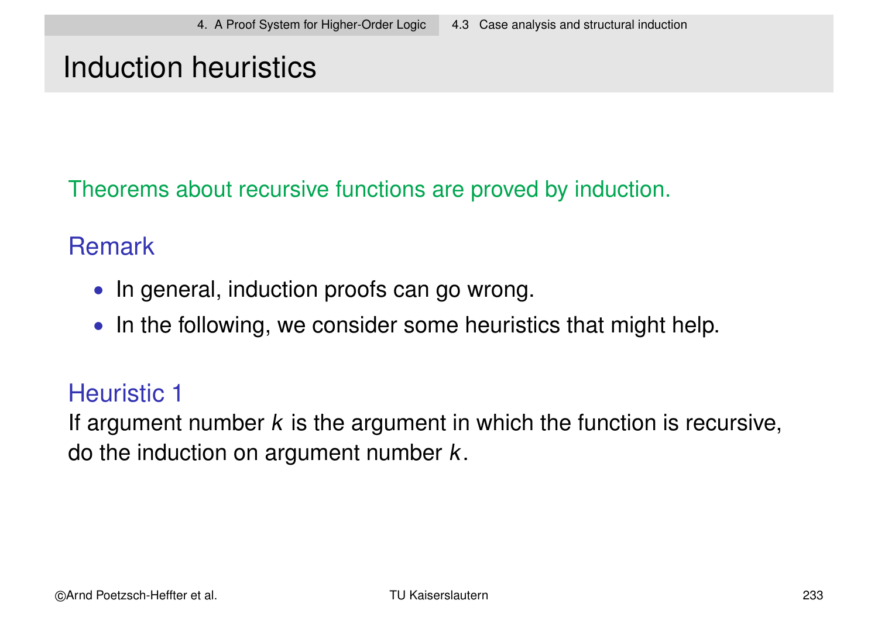# Induction heuristics

Theorems about recursive functions are proved by induction.

### Remark

- In general, induction proofs can go wrong.
- In the following, we consider some heuristics that might help.

### Heuristic 1

If argument number $k$ is the argument in which the function is recursive, do the induction on argument number $k$.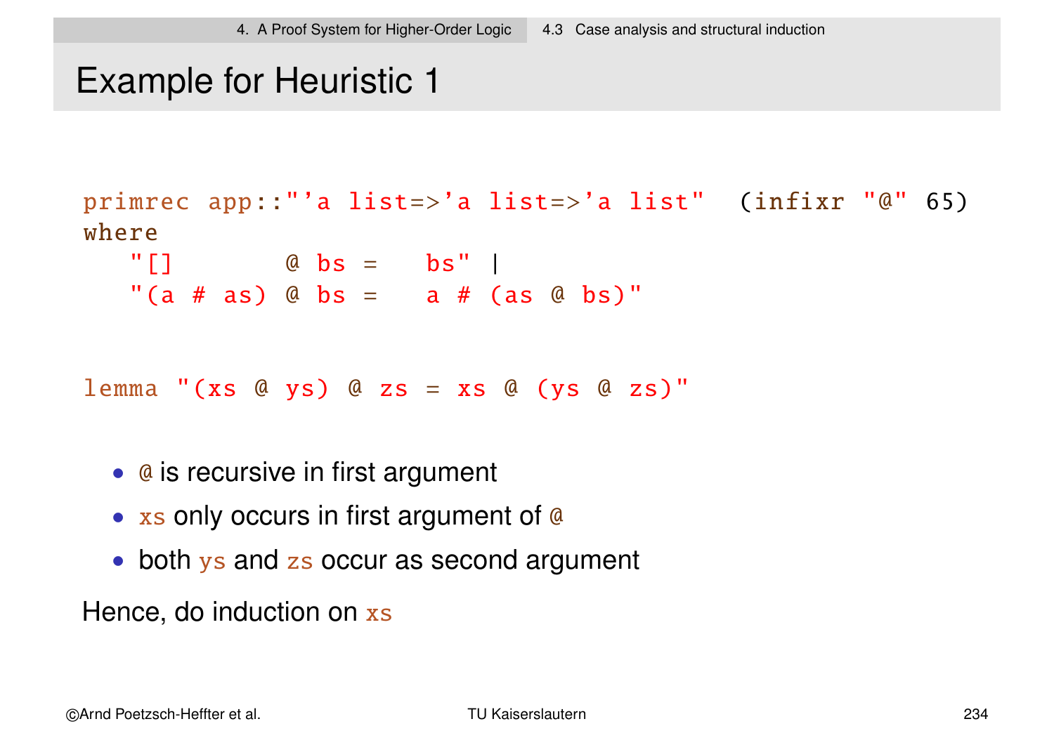# Example for Heuristic 1

```
primrec app::"'a list=>'a list=>'a list"  (infixr "@" 65)
where
   "[]        @ bs =   bs" |
   "(a # as) @ bs =   a # (as @ bs)"
```

```
lemma "(xs @ ys) @ zs = xs @ (ys @ zs)"
```

- `@` is recursive in first argument
- `xs` only occurs in first argument of `@`
- both `ys` and `zs` occur as second argument

Hence, do induction on `xs`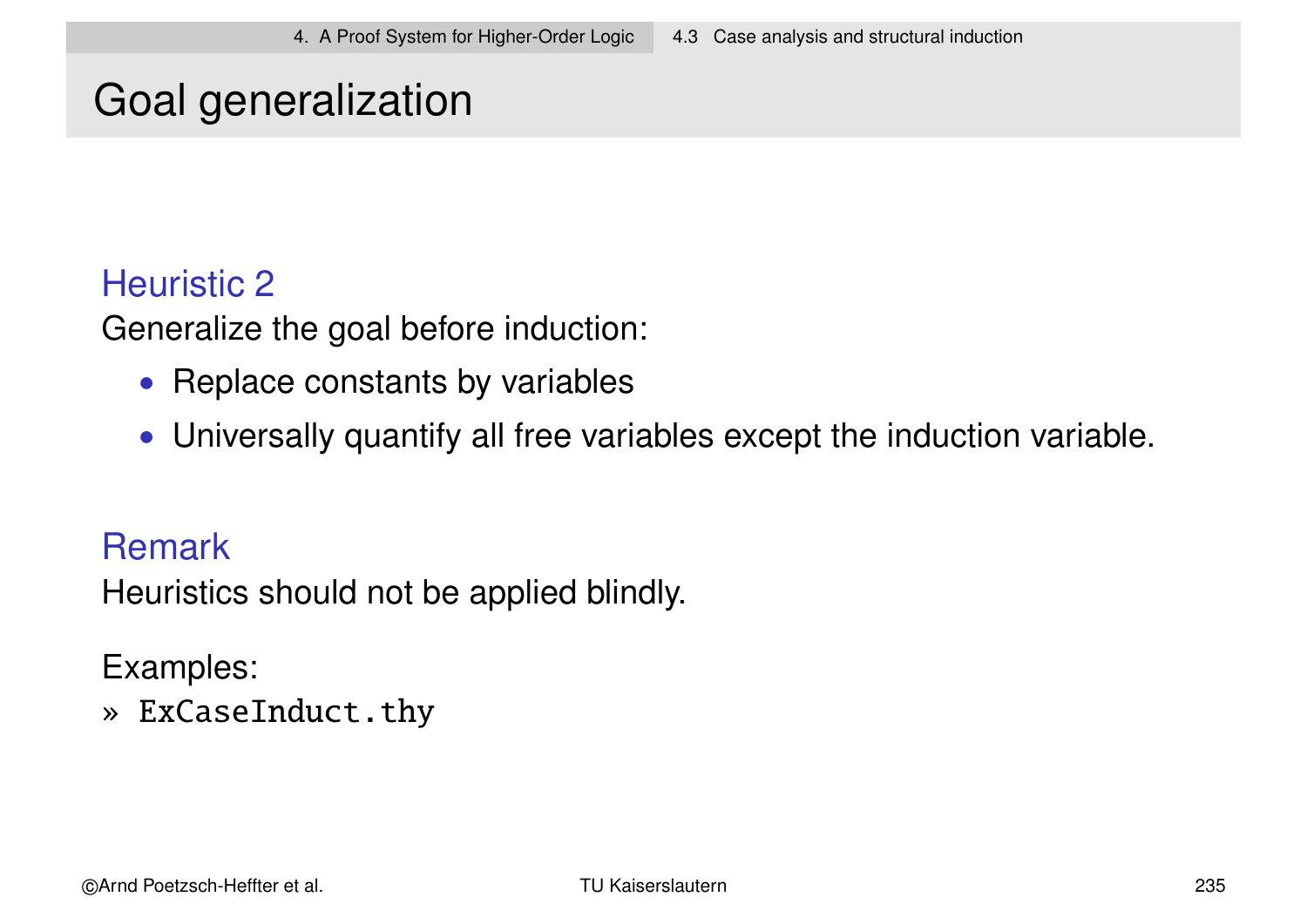# Goal generalization

### Heuristic 2

Generalize the goal before induction:

- Replace constants by variables
- Universally quantify all free variables except the induction variable.

### Remark

Heuristics should not be applied blindly.

Examples:
» `ExCaseInduct.thy`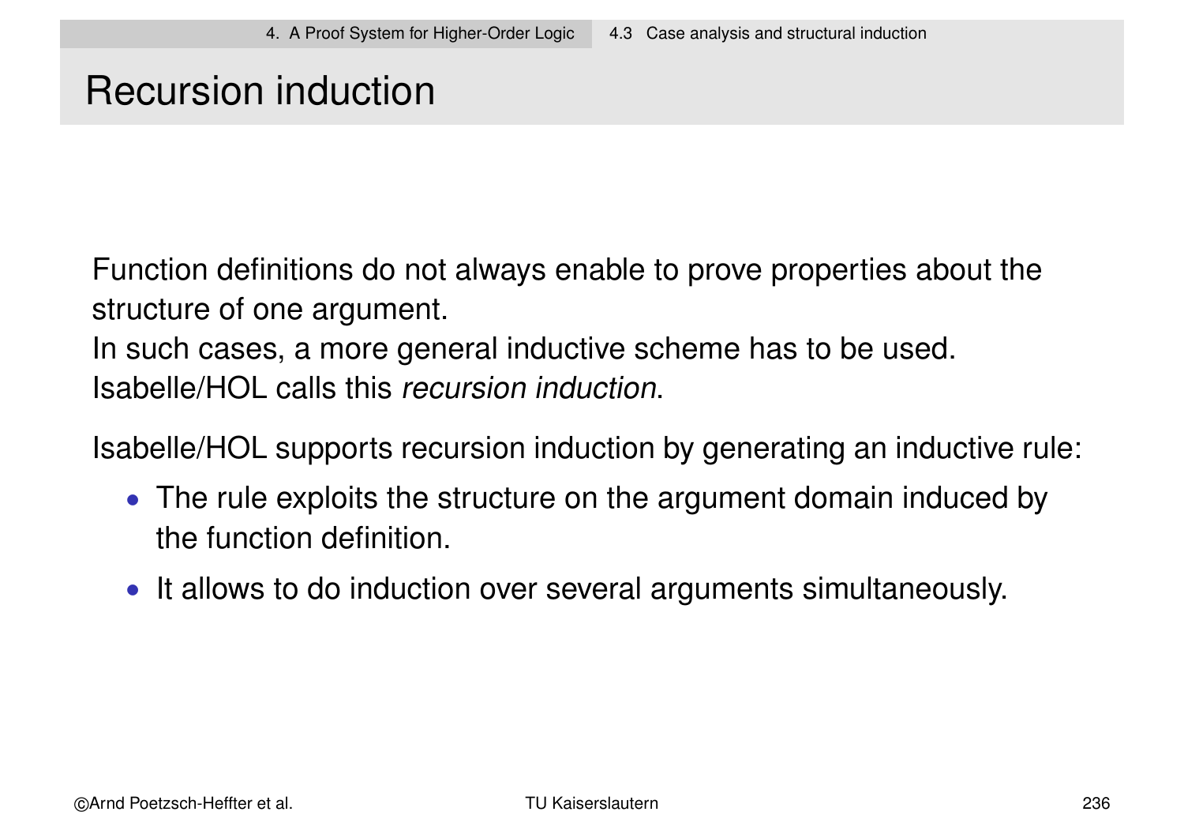# Recursion induction

Function definitions do not always enable to prove properties about the structure of one argument.
In such cases, a more general inductive scheme has to be used.
Isabelle/HOL calls this *recursion induction*.

Isabelle/HOL supports recursion induction by generating an inductive rule:

- The rule exploits the structure on the argument domain induced by the function definition.
- It allows to do induction over several arguments simultaneously.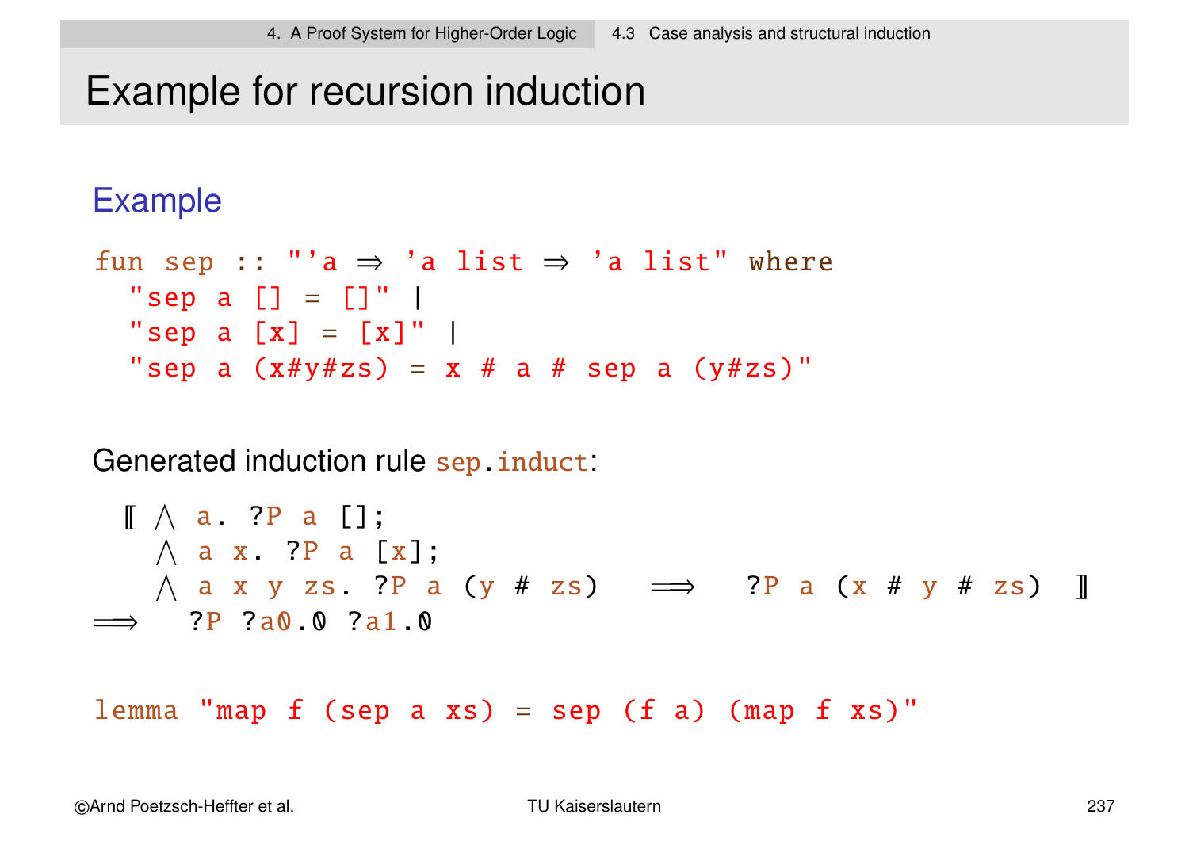# Example for recursion induction

## Example

```
fun sep :: "'a ⇒ 'a list ⇒ 'a list" where
  "sep a [] = []" |
  "sep a [x] = [x]" |
  "sep a (x#y#zs) = x # a # sep a (y#zs)"
```

Generated induction rule `sep.induct`:

```
  ⟦ ⋀ a. ?P a [];
    ⋀ a x. ?P a [x];
    ⋀ a x y zs. ?P a (y # zs)   ⟹   ?P a (x # y # zs)  ⟧
⟹   ?P ?a0.0 ?a1.0
```

```
lemma "map f (sep a xs) = sep (f a) (map f xs)"
```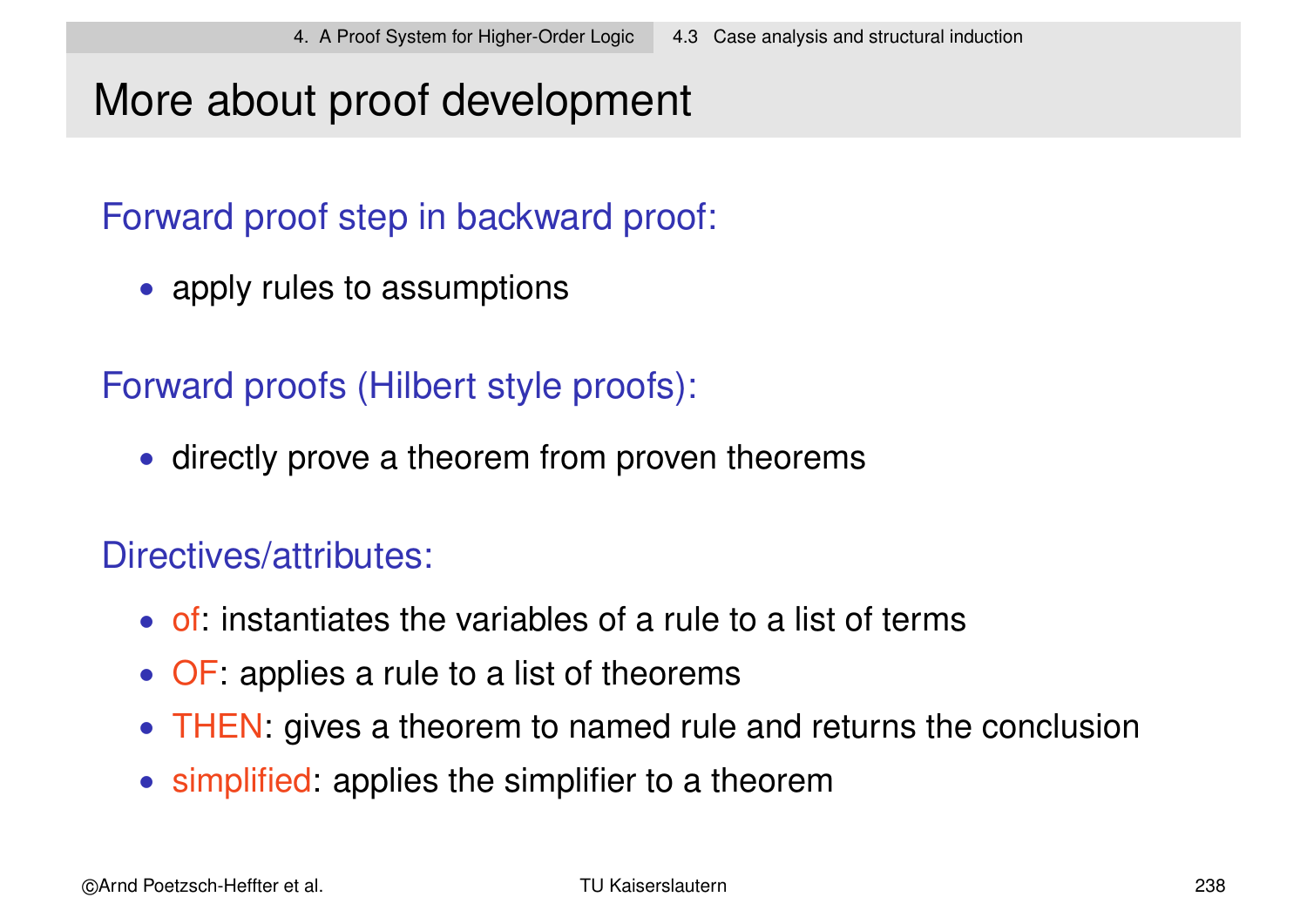# More about proof development

## Forward proof step in backward proof:

- apply rules to assumptions

## Forward proofs (Hilbert style proofs):

- directly prove a theorem from proven theorems

## Directives/attributes:

- of: instantiates the variables of a rule to a list of terms
- OF: applies a rule to a list of theorems
- THEN: gives a theorem to named rule and returns the conclusion
- simplified: applies the simplifier to a theorem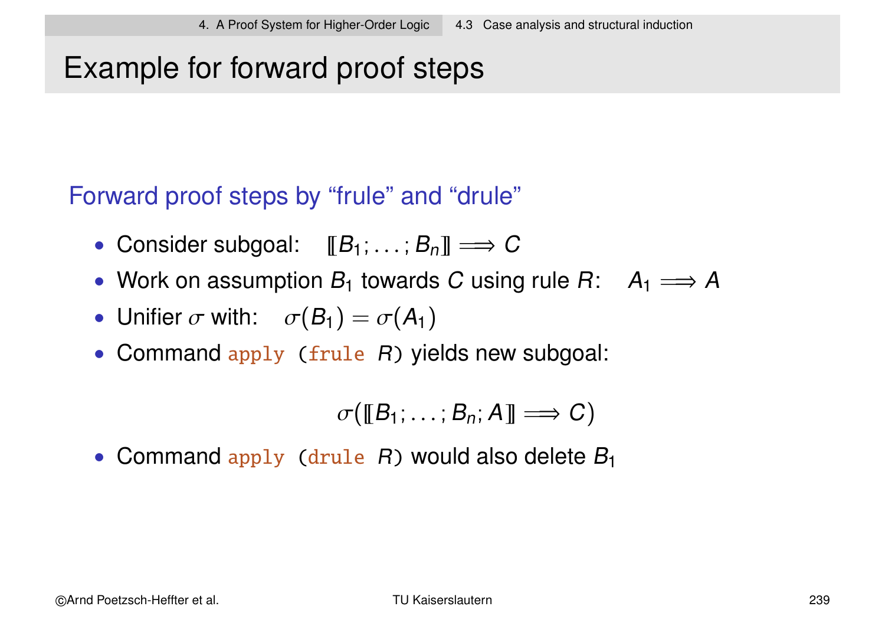# Example for forward proof steps

## Forward proof steps by "frule" and "drule"

- Consider subgoal: $[\![B_1; \ldots ; B_n]\!] \Longrightarrow C$
- Work on assumption $B_1$ towards $C$ using rule $R$: $A_1 \Longrightarrow A$
- Unifier $\sigma$ with: $\sigma(B_1) = \sigma(A_1)$
- Command `apply (frule R)` yields new subgoal:

$$\sigma([\![B_1; \ldots ; B_n; A]\!] \Longrightarrow C)$$

- Command `apply (drule R)` would also delete $B_1$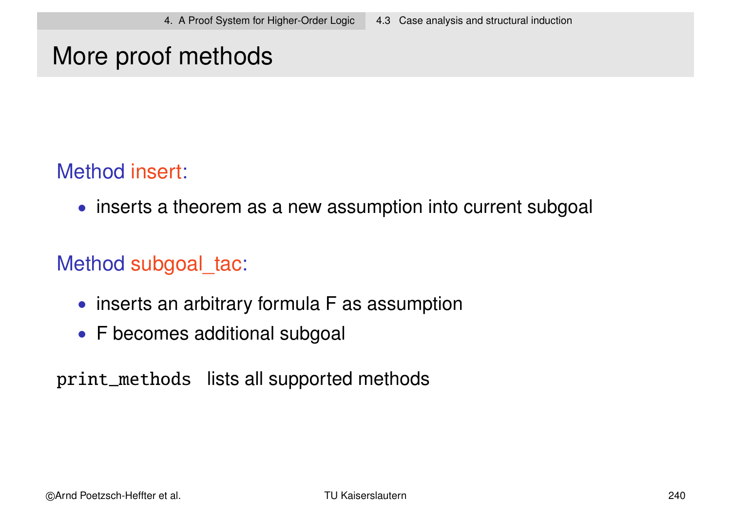# More proof methods

**Method insert:**

- inserts a theorem as a new assumption into current subgoal

**Method subgoal_tac:**

- inserts an arbitrary formula F as assumption
- F becomes additional subgoal

`print_methods` lists all supported methods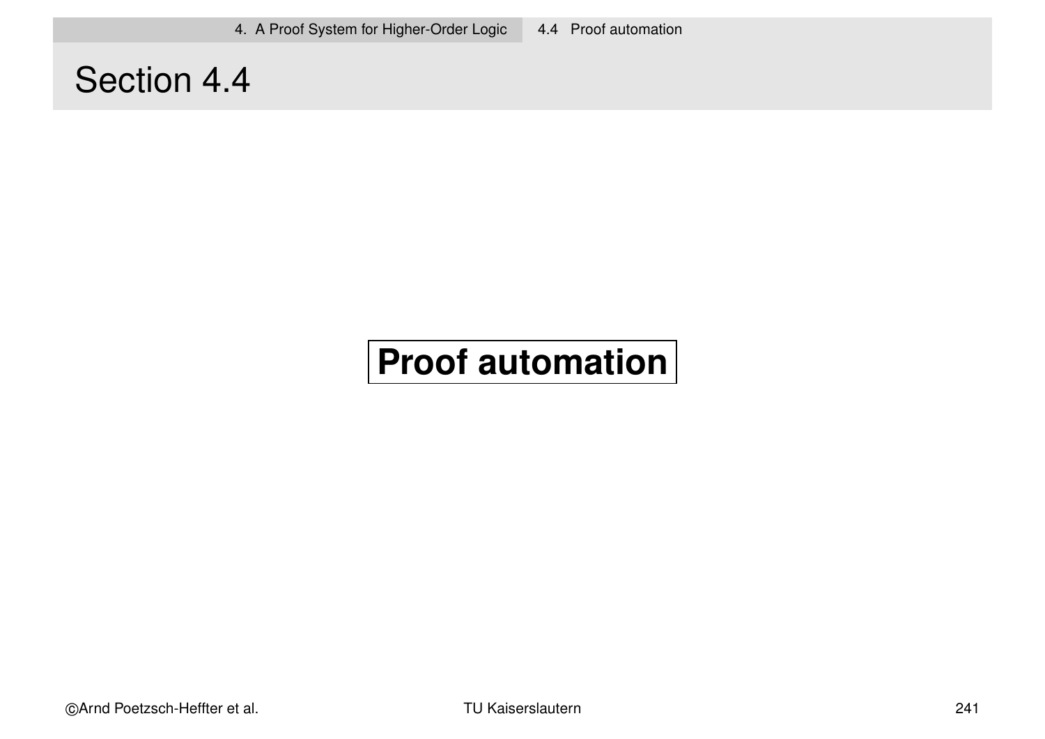# Section 4.4

**Proof automation**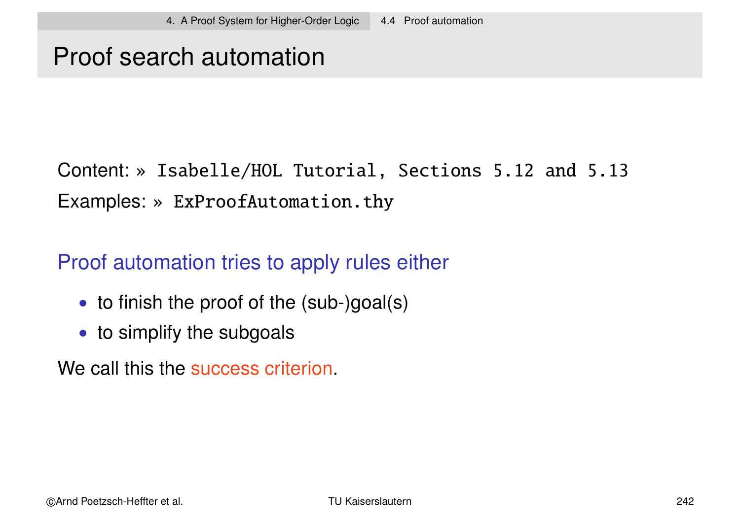# Proof search automation

Content: » `Isabelle/HOL Tutorial, Sections 5.12 and 5.13`

Examples: » `ExProofAutomation.thy`

Proof automation tries to apply rules either

- to finish the proof of the (sub-)goal(s)
- to simplify the subgoals

We call this the success criterion.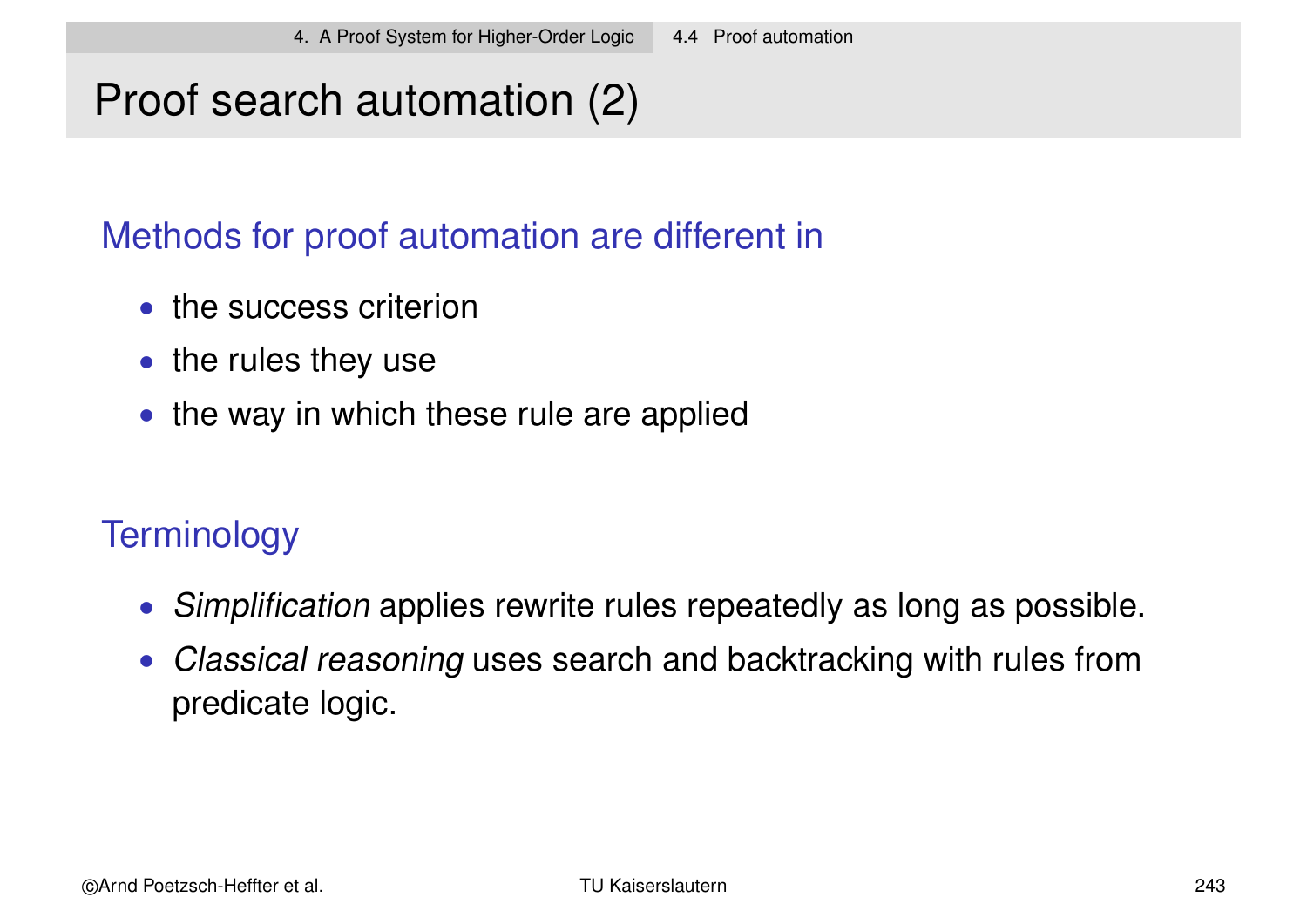# Proof search automation (2)

## Methods for proof automation are different in

- the success criterion
- the rules they use
- the way in which these rule are applied

## Terminology

- *Simplification* applies rewrite rules repeatedly as long as possible.
- *Classical reasoning* uses search and backtracking with rules from predicate logic.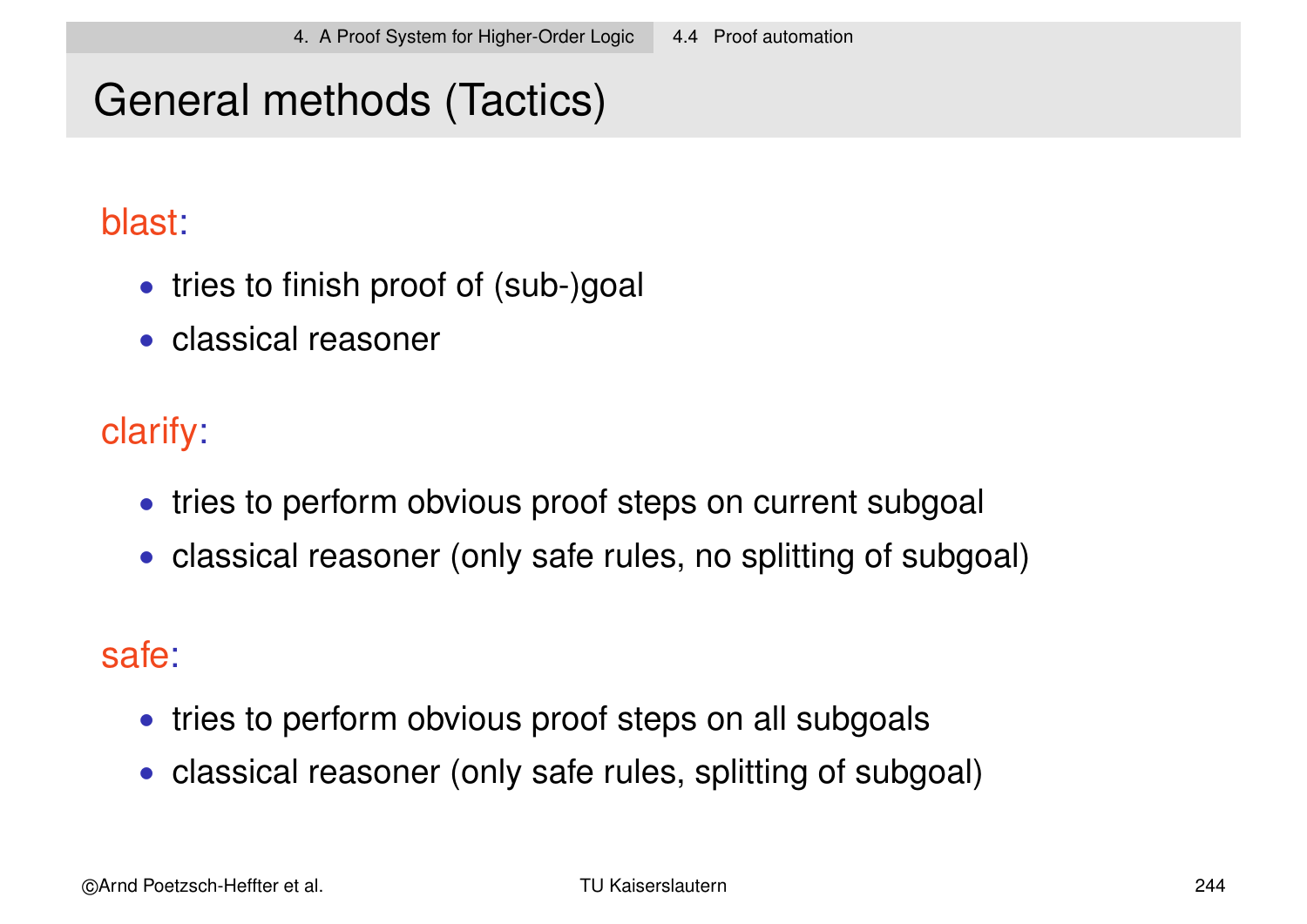# General methods (Tactics)

blast:

- tries to finish proof of (sub-)goal
- classical reasoner

clarify:

- tries to perform obvious proof steps on current subgoal
- classical reasoner (only safe rules, no splitting of subgoal)

safe:

- tries to perform obvious proof steps on all subgoals
- classical reasoner (only safe rules, splitting of subgoal)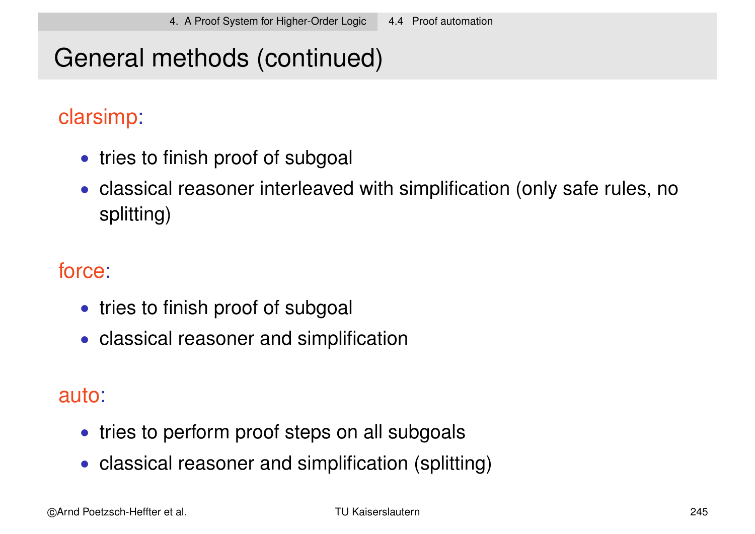# General methods (continued)

clarsimp:

- tries to finish proof of subgoal
- classical reasoner interleaved with simplification (only safe rules, no splitting)

force:

- tries to finish proof of subgoal
- classical reasoner and simplification

auto:

- tries to perform proof steps on all subgoals
- classical reasoner and simplification (splitting)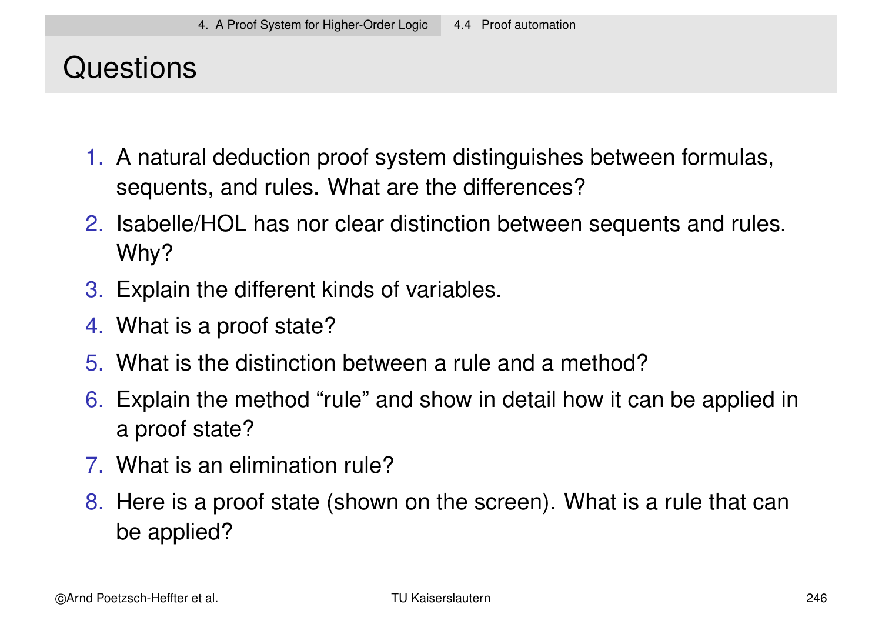# Questions

1. A natural deduction proof system distinguishes between formulas, sequents, and rules. What are the differences?
2. Isabelle/HOL has nor clear distinction between sequents and rules. Why?
3. Explain the different kinds of variables.
4. What is a proof state?
5. What is the distinction between a rule and a method?
6. Explain the method “rule” and show in detail how it can be applied in a proof state?
7. What is an elimination rule?
8. Here is a proof state (shown on the screen). What is a rule that can be applied?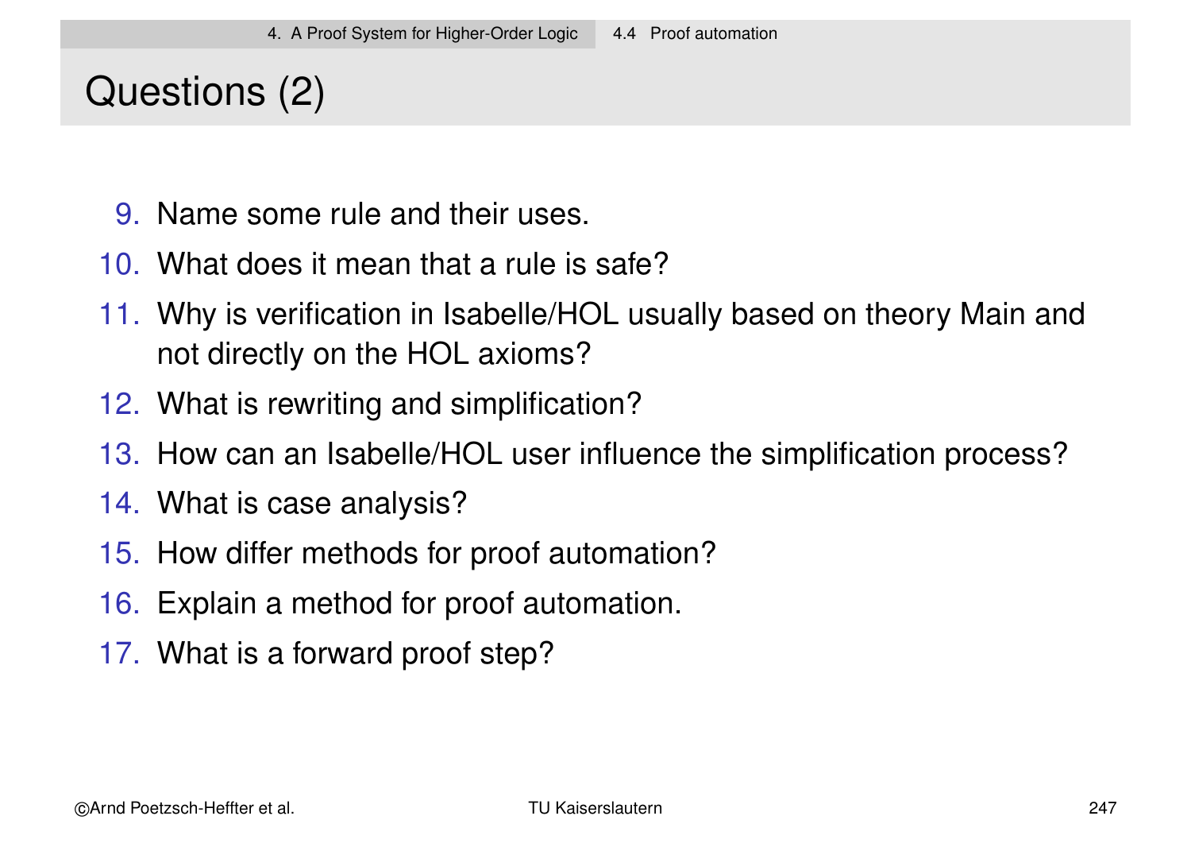# Questions (2)

9. Name some rule and their uses.
10. What does it mean that a rule is safe?
11. Why is verification in Isabelle/HOL usually based on theory Main and not directly on the HOL axioms?
12. What is rewriting and simplification?
13. How can an Isabelle/HOL user influence the simplification process?
14. What is case analysis?
15. How differ methods for proof automation?
16. Explain a method for proof automation.
17. What is a forward proof step?